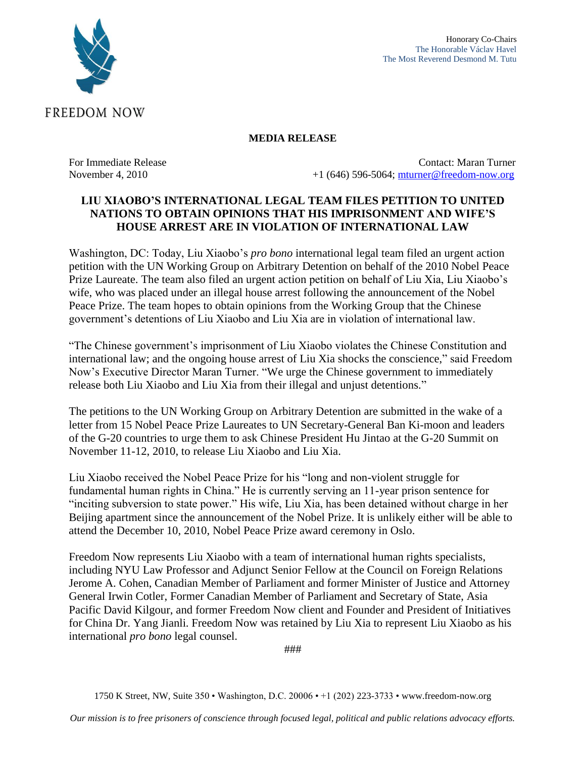FREEDOM NOW

Honorary Co-Chairs
The Honorable Václav Havel
The Most Reverend Desmond M. Tutu

**MEDIA RELEASE**

For Immediate Release
November 4, 2010

Contact: Maran Turner
+1 (646) 596-5064; mturner@freedom-now.org

## LIU XIAOBO'S INTERNATIONAL LEGAL TEAM FILES PETITION TO UNITED NATIONS TO OBTAIN OPINIONS THAT HIS IMPRISONMENT AND WIFE'S HOUSE ARREST ARE IN VIOLATION OF INTERNATIONAL LAW

Washington, DC: Today, Liu Xiaobo's *pro bono* international legal team filed an urgent action petition with the UN Working Group on Arbitrary Detention on behalf of the 2010 Nobel Peace Prize Laureate. The team also filed an urgent action petition on behalf of Liu Xia, Liu Xiaobo's wife, who was placed under an illegal house arrest following the announcement of the Nobel Peace Prize. The team hopes to obtain opinions from the Working Group that the Chinese government's detentions of Liu Xiaobo and Liu Xia are in violation of international law.

"The Chinese government's imprisonment of Liu Xiaobo violates the Chinese Constitution and international law; and the ongoing house arrest of Liu Xia shocks the conscience," said Freedom Now's Executive Director Maran Turner. "We urge the Chinese government to immediately release both Liu Xiaobo and Liu Xia from their illegal and unjust detentions."

The petitions to the UN Working Group on Arbitrary Detention are submitted in the wake of a letter from 15 Nobel Peace Prize Laureates to UN Secretary-General Ban Ki-moon and leaders of the G-20 countries to urge them to ask Chinese President Hu Jintao at the G-20 Summit on November 11-12, 2010, to release Liu Xiaobo and Liu Xia.

Liu Xiaobo received the Nobel Peace Prize for his "long and non-violent struggle for fundamental human rights in China." He is currently serving an 11-year prison sentence for "inciting subversion to state power." His wife, Liu Xia, has been detained without charge in her Beijing apartment since the announcement of the Nobel Prize. It is unlikely either will be able to attend the December 10, 2010, Nobel Peace Prize award ceremony in Oslo.

Freedom Now represents Liu Xiaobo with a team of international human rights specialists, including NYU Law Professor and Adjunct Senior Fellow at the Council on Foreign Relations Jerome A. Cohen, Canadian Member of Parliament and former Minister of Justice and Attorney General Irwin Cotler, Former Canadian Member of Parliament and Secretary of State, Asia Pacific David Kilgour, and former Freedom Now client and Founder and President of Initiatives for China Dr. Yang Jianli. Freedom Now was retained by Liu Xia to represent Liu Xiaobo as his international *pro bono* legal counsel.

###

1750 K Street, NW, Suite 350 • Washington, D.C. 20006 • +1 (202) 223-3733 • www.freedom-now.org

*Our mission is to free prisoners of conscience through focused legal, political and public relations advocacy efforts.*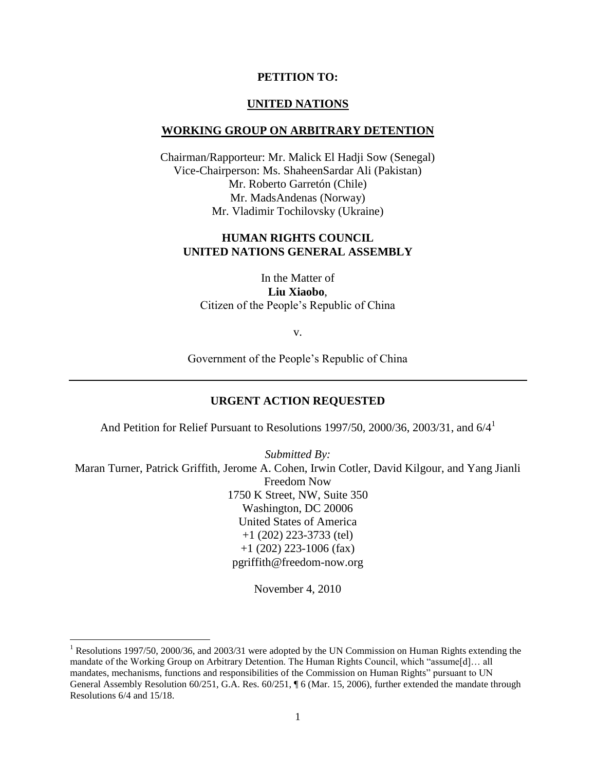**PETITION TO:**

**UNITED NATIONS**

**WORKING GROUP ON ARBITRARY DETENTION**

Chairman/Rapporteur: Mr. Malick El Hadji Sow (Senegal)
Vice-Chairperson: Ms. ShaheenSardar Ali (Pakistan)
Mr. Roberto Garretón (Chile)
Mr. MadsAndenas (Norway)
Mr. Vladimir Tochilovsky (Ukraine)

**HUMAN RIGHTS COUNCIL**
**UNITED NATIONS GENERAL ASSEMBLY**

In the Matter of
**Liu Xiaobo**,
Citizen of the People's Republic of China

v.

Government of the People's Republic of China

---

**URGENT ACTION REQUESTED**

And Petition for Relief Pursuant to Resolutions 1997/50, 2000/36, 2003/31, and 6/4[1]

*Submitted By:*
Maran Turner, Patrick Griffith, Jerome A. Cohen, Irwin Cotler, David Kilgour, and Yang Jianli
Freedom Now
1750 K Street, NW, Suite 350
Washington, DC 20006
United States of America
+1 (202) 223-3733 (tel)
+1 (202) 223-1006 (fax)
pgriffith@freedom-now.org

November 4, 2010

[1] Resolutions 1997/50, 2000/36, and 2003/31 were adopted by the UN Commission on Human Rights extending the mandate of the Working Group on Arbitrary Detention. The Human Rights Council, which "assume[d]… all mandates, mechanisms, functions and responsibilities of the Commission on Human Rights" pursuant to UN General Assembly Resolution 60/251, G.A. Res. 60/251, ¶ 6 (Mar. 15, 2006), further extended the mandate through Resolutions 6/4 and 15/18.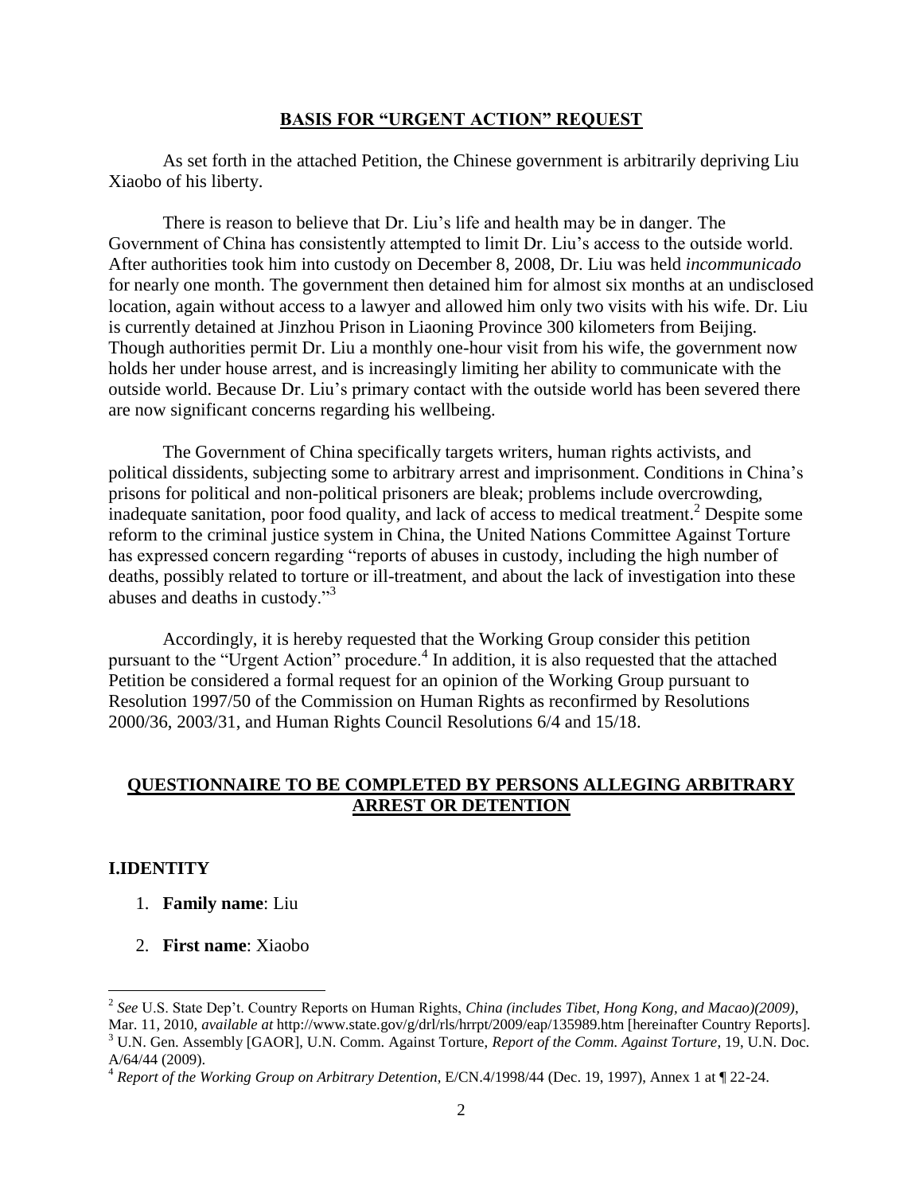## BASIS FOR "URGENT ACTION" REQUEST

As set forth in the attached Petition, the Chinese government is arbitrarily depriving Liu Xiaobo of his liberty.

There is reason to believe that Dr. Liu's life and health may be in danger. The Government of China has consistently attempted to limit Dr. Liu's access to the outside world. After authorities took him into custody on December 8, 2008, Dr. Liu was held *incommunicado* for nearly one month. The government then detained him for almost six months at an undisclosed location, again without access to a lawyer and allowed him only two visits with his wife. Dr. Liu is currently detained at Jinzhou Prison in Liaoning Province 300 kilometers from Beijing. Though authorities permit Dr. Liu a monthly one-hour visit from his wife, the government now holds her under house arrest, and is increasingly limiting her ability to communicate with the outside world. Because Dr. Liu's primary contact with the outside world has been severed there are now significant concerns regarding his wellbeing.

The Government of China specifically targets writers, human rights activists, and political dissidents, subjecting some to arbitrary arrest and imprisonment. Conditions in China's prisons for political and non-political prisoners are bleak; problems include overcrowding, inadequate sanitation, poor food quality, and lack of access to medical treatment.[2] Despite some reform to the criminal justice system in China, the United Nations Committee Against Torture has expressed concern regarding "reports of abuses in custody, including the high number of deaths, possibly related to torture or ill-treatment, and about the lack of investigation into these abuses and deaths in custody."[3]

Accordingly, it is hereby requested that the Working Group consider this petition pursuant to the "Urgent Action" procedure.[4] In addition, it is also requested that the attached Petition be considered a formal request for an opinion of the Working Group pursuant to Resolution 1997/50 of the Commission on Human Rights as reconfirmed by Resolutions 2000/36, 2003/31, and Human Rights Council Resolutions 6/4 and 15/18.

## QUESTIONNAIRE TO BE COMPLETED BY PERSONS ALLEGING ARBITRARY ARREST OR DETENTION

### I.IDENTITY

1. **Family name**: Liu
2. **First name**: Xiaobo

---

[2] *See* U.S. State Dep't. Country Reports on Human Rights, *China (includes Tibet, Hong Kong, and Macao)(2009)*, Mar. 11, 2010, *available at* http://www.state.gov/g/drl/rls/hrrpt/2009/eap/135989.htm [hereinafter Country Reports].

[3] U.N. Gen. Assembly [GAOR], U.N. Comm. Against Torture, *Report of the Comm. Against Torture*, 19, U.N. Doc. A/64/44 (2009).

[4] *Report of the Working Group on Arbitrary Detention*, E/CN.4/1998/44 (Dec. 19, 1997), Annex 1 at ¶ 22-24.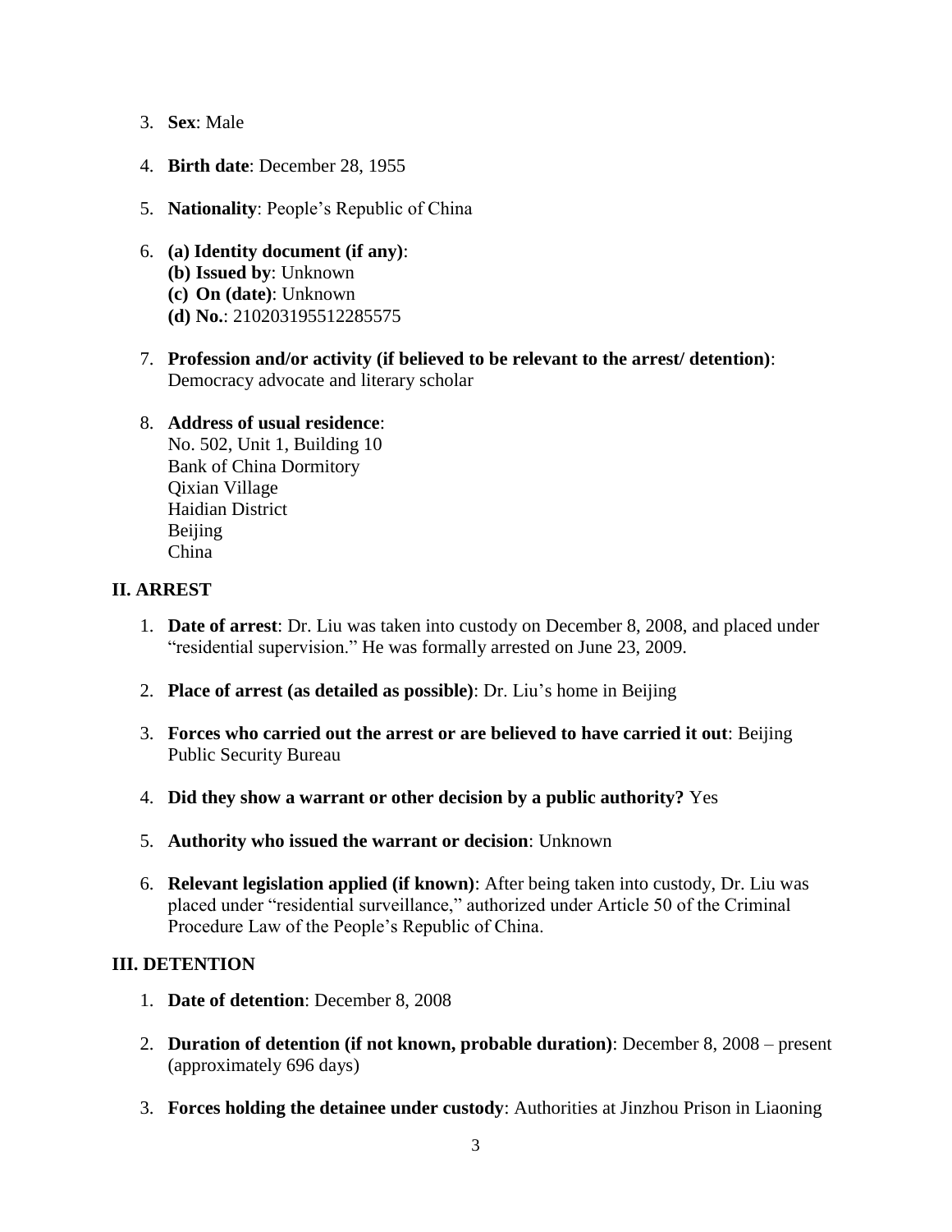3. **Sex**: Male

4. **Birth date**: December 28, 1955

5. **Nationality**: People's Republic of China

6. **(a) Identity document (if any)**:
   **(b) Issued by**: Unknown
   **(c) On (date)**: Unknown
   **(d) No.**: 210203195512285575

7. **Profession and/or activity (if believed to be relevant to the arrest/ detention)**: Democracy advocate and literary scholar

8. **Address of usual residence**:
   No. 502, Unit 1, Building 10
   Bank of China Dormitory
   Qixian Village
   Haidian District
   Beijing
   China

## II. ARREST

1. **Date of arrest**: Dr. Liu was taken into custody on December 8, 2008, and placed under "residential supervision." He was formally arrested on June 23, 2009.

2. **Place of arrest (as detailed as possible)**: Dr. Liu's home in Beijing

3. **Forces who carried out the arrest or are believed to have carried it out**: Beijing Public Security Bureau

4. **Did they show a warrant or other decision by a public authority?** Yes

5. **Authority who issued the warrant or decision**: Unknown

6. **Relevant legislation applied (if known)**: After being taken into custody, Dr. Liu was placed under "residential surveillance," authorized under Article 50 of the Criminal Procedure Law of the People's Republic of China.

## III. DETENTION

1. **Date of detention**: December 8, 2008

2. **Duration of detention (if not known, probable duration)**: December 8, 2008 – present (approximately 696 days)

3. **Forces holding the detainee under custody**: Authorities at Jinzhou Prison in Liaoning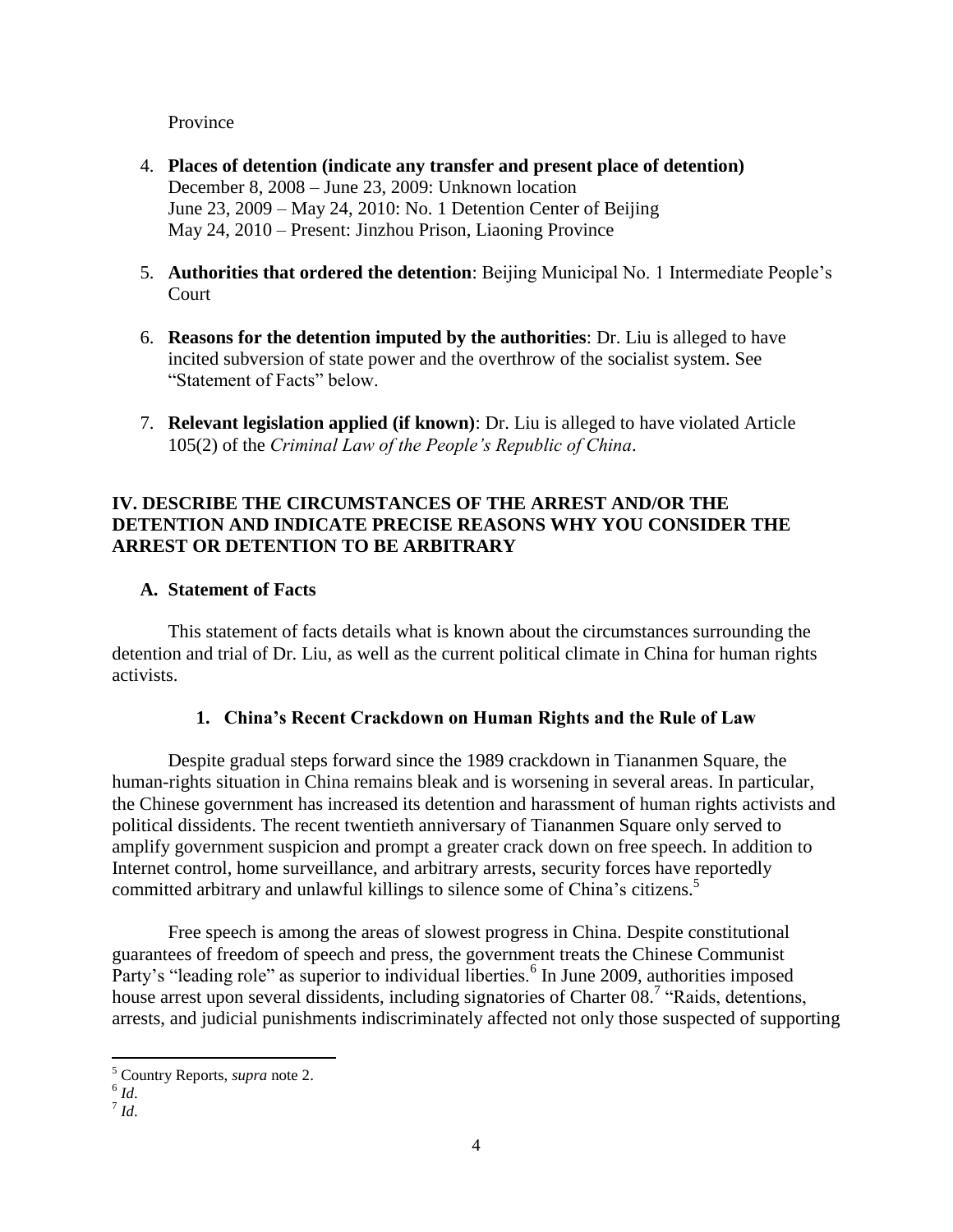Province

4. **Places of detention (indicate any transfer and present place of detention)**
   December 8, 2008 – June 23, 2009: Unknown location
   June 23, 2009 – May 24, 2010: No. 1 Detention Center of Beijing
   May 24, 2010 – Present: Jinzhou Prison, Liaoning Province

5. **Authorities that ordered the detention**: Beijing Municipal No. 1 Intermediate People's Court

6. **Reasons for the detention imputed by the authorities**: Dr. Liu is alleged to have incited subversion of state power and the overthrow of the socialist system. See "Statement of Facts" below.

7. **Relevant legislation applied (if known)**: Dr. Liu is alleged to have violated Article 105(2) of the *Criminal Law of the People's Republic of China*.

## IV. DESCRIBE THE CIRCUMSTANCES OF THE ARREST AND/OR THE DETENTION AND INDICATE PRECISE REASONS WHY YOU CONSIDER THE ARREST OR DETENTION TO BE ARBITRARY

### A. Statement of Facts

This statement of facts details what is known about the circumstances surrounding the detention and trial of Dr. Liu, as well as the current political climate in China for human rights activists.

#### 1. China's Recent Crackdown on Human Rights and the Rule of Law

Despite gradual steps forward since the 1989 crackdown in Tiananmen Square, the human-rights situation in China remains bleak and is worsening in several areas. In particular, the Chinese government has increased its detention and harassment of human rights activists and political dissidents. The recent twentieth anniversary of Tiananmen Square only served to amplify government suspicion and prompt a greater crack down on free speech. In addition to Internet control, home surveillance, and arbitrary arrests, security forces have reportedly committed arbitrary and unlawful killings to silence some of China's citizens.[5]

Free speech is among the areas of slowest progress in China. Despite constitutional guarantees of freedom of speech and press, the government treats the Chinese Communist Party's "leading role" as superior to individual liberties.[6] In June 2009, authorities imposed house arrest upon several dissidents, including signatories of Charter 08.[7] "Raids, detentions, arrests, and judicial punishments indiscriminately affected not only those suspected of supporting

---

[5] Country Reports, *supra* note 2.

[6] *Id*.

[7] *Id*.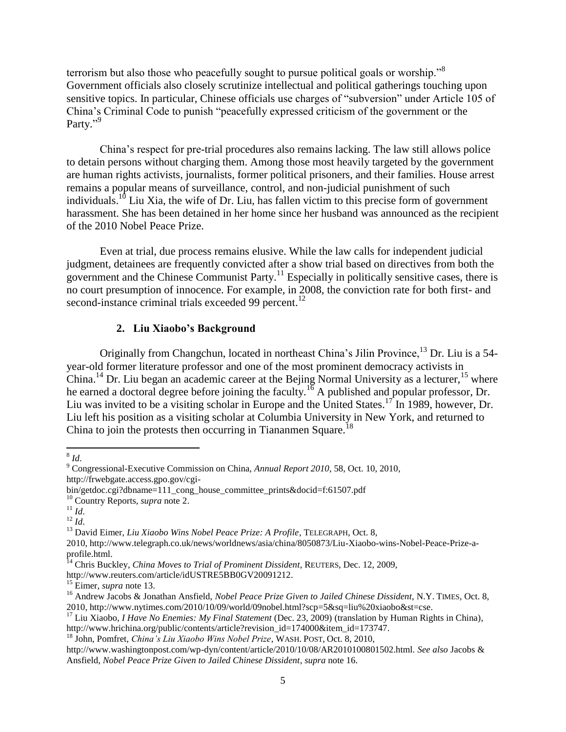terrorism but also those who peacefully sought to pursue political goals or worship."[8] Government officials also closely scrutinize intellectual and political gatherings touching upon sensitive topics. In particular, Chinese officials use charges of "subversion" under Article 105 of China's Criminal Code to punish "peacefully expressed criticism of the government or the Party."[9]

China's respect for pre-trial procedures also remains lacking. The law still allows police to detain persons without charging them. Among those most heavily targeted by the government are human rights activists, journalists, former political prisoners, and their families. House arrest remains a popular means of surveillance, control, and non-judicial punishment of such individuals.[10] Liu Xia, the wife of Dr. Liu, has fallen victim to this precise form of government harassment. She has been detained in her home since her husband was announced as the recipient of the 2010 Nobel Peace Prize.

Even at trial, due process remains elusive. While the law calls for independent judicial judgment, detainees are frequently convicted after a show trial based on directives from both the government and the Chinese Communist Party.[11] Especially in politically sensitive cases, there is no court presumption of innocence. For example, in 2008, the conviction rate for both first- and second-instance criminal trials exceeded 99 percent.[12]

### 2. Liu Xiaobo's Background

Originally from Changchun, located in northeast China's Jilin Province,[13] Dr. Liu is a 54-year-old former literature professor and one of the most prominent democracy activists in China.[14] Dr. Liu began an academic career at the Bejing Normal University as a lecturer,[15] where he earned a doctoral degree before joining the faculty.[16] A published and popular professor, Dr. Liu was invited to be a visiting scholar in Europe and the United States.[17] In 1989, however, Dr. Liu left his position as a visiting scholar at Columbia University in New York, and returned to China to join the protests then occurring in Tiananmen Square.[18]

---

[8] *Id*.

[9] Congressional-Executive Commission on China, *Annual Report 2010*, 58, Oct. 10, 2010, http://frwebgate.access.gpo.gov/cgi-bin/getdoc.cgi?dbname=111_cong_house_committee_prints&docid=f:61507.pdf

[10] Country Reports, *supra* note 2.

[11] *Id*.

[12] *Id*.

[13] David Eimer, *Liu Xiaobo Wins Nobel Peace Prize: A Profile*, TELEGRAPH, Oct. 8, 2010, http://www.telegraph.co.uk/news/worldnews/asia/china/8050873/Liu-Xiaobo-wins-Nobel-Peace-Prize-a-profile.html.

[14] Chris Buckley, *China Moves to Trial of Prominent Dissident*, REUTERS, Dec. 12, 2009, http://www.reuters.com/article/idUSTRE5BB0GV20091212.

[15] Eimer, *supra* note 13.

[16] Andrew Jacobs & Jonathan Ansfield, *Nobel Peace Prize Given to Jailed Chinese Dissident*, N.Y. TIMES, Oct. 8, 2010, http://www.nytimes.com/2010/10/09/world/09nobel.html?scp=5&sq=liu%20xiaobo&st=cse.

[17] Liu Xiaobo, *I Have No Enemies: My Final Statement* (Dec. 23, 2009) (translation by Human Rights in China), http://www.hrichina.org/public/contents/article?revision_id=174000&item_id=173747.

[18] John, Pomfret, *China's Liu Xiaobo Wins Nobel Prize*, WASH. POST, Oct. 8, 2010, http://www.washingtonpost.com/wp-dyn/content/article/2010/10/08/AR2010100801502.html. *See also* Jacobs & Ansfield, *Nobel Peace Prize Given to Jailed Chinese Dissident*, *supra* note 16.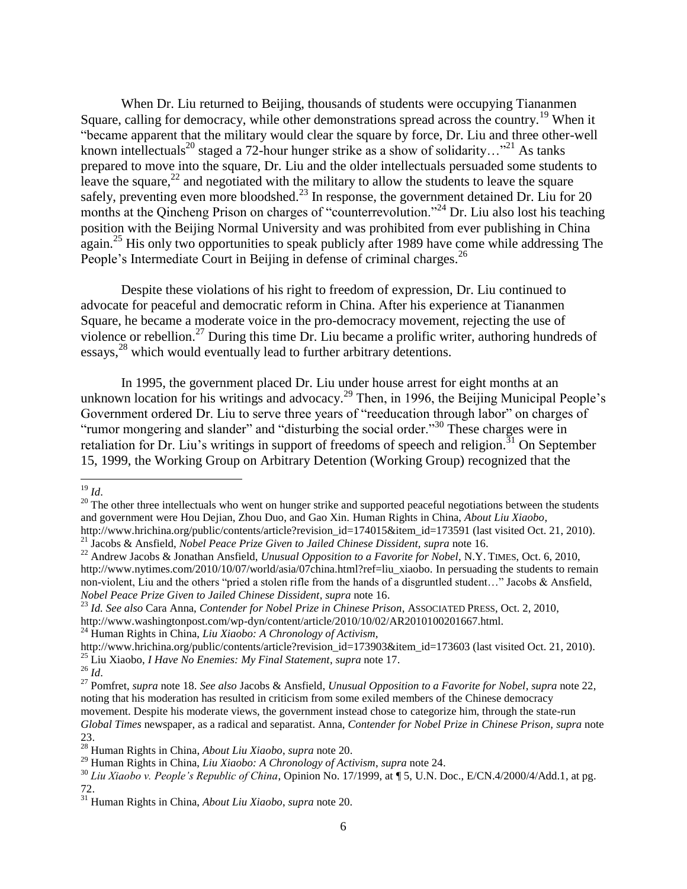When Dr. Liu returned to Beijing, thousands of students were occupying Tiananmen Square, calling for democracy, while other demonstrations spread across the country.[19] When it "became apparent that the military would clear the square by force, Dr. Liu and three other-well known intellectuals[20] staged a 72-hour hunger strike as a show of solidarity…"[21] As tanks prepared to move into the square, Dr. Liu and the older intellectuals persuaded some students to leave the square,[22] and negotiated with the military to allow the students to leave the square safely, preventing even more bloodshed.[23] In response, the government detained Dr. Liu for 20 months at the Qincheng Prison on charges of "counterrevolution."[24] Dr. Liu also lost his teaching position with the Beijing Normal University and was prohibited from ever publishing in China again.[25] His only two opportunities to speak publicly after 1989 have come while addressing The People's Intermediate Court in Beijing in defense of criminal charges.[26]

Despite these violations of his right to freedom of expression, Dr. Liu continued to advocate for peaceful and democratic reform in China. After his experience at Tiananmen Square, he became a moderate voice in the pro-democracy movement, rejecting the use of violence or rebellion.[27] During this time Dr. Liu became a prolific writer, authoring hundreds of essays,[28] which would eventually lead to further arbitrary detentions.

In 1995, the government placed Dr. Liu under house arrest for eight months at an unknown location for his writings and advocacy.[29] Then, in 1996, the Beijing Municipal People's Government ordered Dr. Liu to serve three years of "reeducation through labor" on charges of "rumor mongering and slander" and "disturbing the social order."[30] These charges were in retaliation for Dr. Liu's writings in support of freedoms of speech and religion.[31] On September 15, 1999, the Working Group on Arbitrary Detention (Working Group) recognized that the

---

[19] *Id*.

[20] The other three intellectuals who went on hunger strike and supported peaceful negotiations between the students and government were Hou Dejian, Zhou Duo, and Gao Xin. Human Rights in China, *About Liu Xiaobo*, http://www.hrichina.org/public/contents/article?revision_id=174015&item_id=173591 (last visited Oct. 21, 2010).

[21] Jacobs & Ansfield, *Nobel Peace Prize Given to Jailed Chinese Dissident*, *supra* note 16.

[22] Andrew Jacobs & Jonathan Ansfield, *Unusual Opposition to a Favorite for Nobel*, N.Y. TIMES, Oct. 6, 2010, http://www.nytimes.com/2010/10/07/world/asia/07china.html?ref=liu_xiaobo. In persuading the students to remain non-violent, Liu and the others "pried a stolen rifle from the hands of a disgruntled student…" Jacobs & Ansfield, *Nobel Peace Prize Given to Jailed Chinese Dissident*, *supra* note 16.

[23] *Id. See also* Cara Anna, *Contender for Nobel Prize in Chinese Prison*, ASSOCIATED PRESS, Oct. 2, 2010, http://www.washingtonpost.com/wp-dyn/content/article/2010/10/02/AR2010100201667.html.

[24] Human Rights in China, *Liu Xiaobo: A Chronology of Activism*, http://www.hrichina.org/public/contents/article?revision_id=173903&item_id=173603 (last visited Oct. 21, 2010).

[25] Liu Xiaobo, *I Have No Enemies: My Final Statement*, *supra* note 17.

[26] *Id*.

[27] Pomfret, *supra* note 18. *See also* Jacobs & Ansfield, *Unusual Opposition to a Favorite for Nobel*, *supra* note 22, noting that his moderation has resulted in criticism from some exiled members of the Chinese democracy movement. Despite his moderate views, the government instead chose to categorize him, through the state-run *Global Times* newspaper, as a radical and separatist. Anna, *Contender for Nobel Prize in Chinese Prison*, *supra* note 23.

[28] Human Rights in China, *About Liu Xiaobo*, *supra* note 20.

[29] Human Rights in China, *Liu Xiaobo: A Chronology of Activism*, *supra* note 24.

[30] *Liu Xiaobo v. People's Republic of China*, Opinion No. 17/1999, at ¶ 5, U.N. Doc., E/CN.4/2000/4/Add.1, at pg. 72.

[31] Human Rights in China, *About Liu Xiaobo*, *supra* note 20.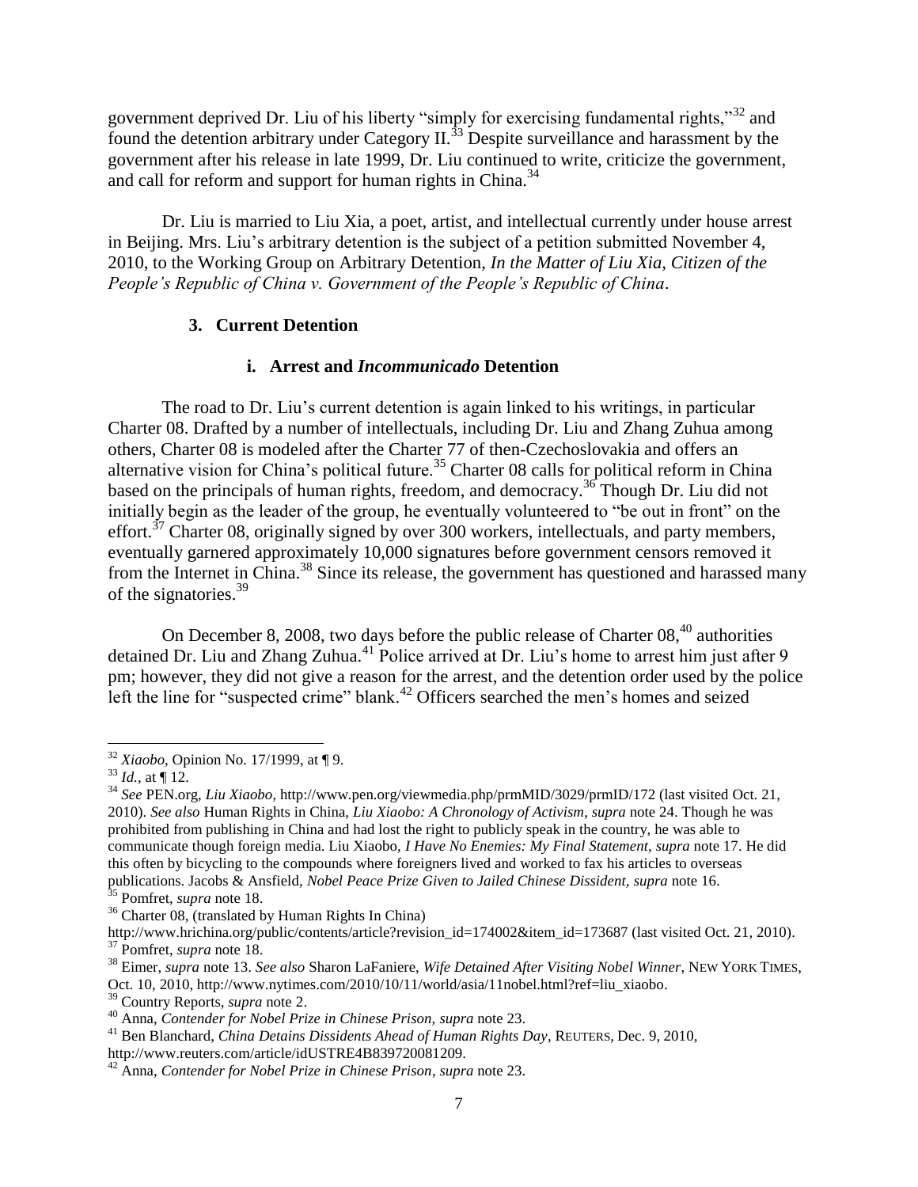government deprived Dr. Liu of his liberty "simply for exercising fundamental rights,"[32] and found the detention arbitrary under Category II.[33] Despite surveillance and harassment by the government after his release in late 1999, Dr. Liu continued to write, criticize the government, and call for reform and support for human rights in China.[34]

Dr. Liu is married to Liu Xia, a poet, artist, and intellectual currently under house arrest in Beijing. Mrs. Liu's arbitrary detention is the subject of a petition submitted November 4, 2010, to the Working Group on Arbitrary Detention, *In the Matter of Liu Xia, Citizen of the People's Republic of China v. Government of the People's Republic of China*.

### 3. Current Detention

#### i. Arrest and *Incommunicado* Detention

The road to Dr. Liu's current detention is again linked to his writings, in particular Charter 08. Drafted by a number of intellectuals, including Dr. Liu and Zhang Zuhua among others, Charter 08 is modeled after the Charter 77 of then-Czechoslovakia and offers an alternative vision for China's political future.[35] Charter 08 calls for political reform in China based on the principals of human rights, freedom, and democracy.[36] Though Dr. Liu did not initially begin as the leader of the group, he eventually volunteered to "be out in front" on the effort.[37] Charter 08, originally signed by over 300 workers, intellectuals, and party members, eventually garnered approximately 10,000 signatures before government censors removed it from the Internet in China.[38] Since its release, the government has questioned and harassed many of the signatories.[39]

On December 8, 2008, two days before the public release of Charter 08,[40] authorities detained Dr. Liu and Zhang Zuhua.[41] Police arrived at Dr. Liu's home to arrest him just after 9 pm; however, they did not give a reason for the arrest, and the detention order used by the police left the line for "suspected crime" blank.[42] Officers searched the men's homes and seized

---

[32] *Xiaobo*, Opinion No. 17/1999, at ¶ 9.

[33] *Id.*, at ¶ 12.

[34] *See* PEN.org, *Liu Xiaobo*, http://www.pen.org/viewmedia.php/prmMID/3029/prmID/172 (last visited Oct. 21, 2010). *See also* Human Rights in China, *Liu Xiaobo: A Chronology of Activism*, *supra* note 24. Though he was prohibited from publishing in China and had lost the right to publicly speak in the country, he was able to communicate though foreign media. Liu Xiaobo, *I Have No Enemies: My Final Statement*, *supra* note 17. He did this often by bicycling to the compounds where foreigners lived and worked to fax his articles to overseas publications. Jacobs & Ansfield, *Nobel Peace Prize Given to Jailed Chinese Dissident, supra* note 16.

[35] Pomfret, *supra* note 18.

[36] Charter 08, (translated by Human Rights In China) http://www.hrichina.org/public/contents/article?revision_id=174002&item_id=173687 (last visited Oct. 21, 2010).

[37] Pomfret, *supra* note 18.

[38] Eimer, *supra* note 13. *See also* Sharon LaFaniere, *Wife Detained After Visiting Nobel Winner*, NEW YORK TIMES, Oct. 10, 2010, http://www.nytimes.com/2010/10/11/world/asia/11nobel.html?ref=liu_xiaobo.

[39] Country Reports, *supra* note 2.

[40] Anna, *Contender for Nobel Prize in Chinese Prison, supra* note 23.

[41] Ben Blanchard, *China Detains Dissidents Ahead of Human Rights Day*, REUTERS, Dec. 9, 2010, http://www.reuters.com/article/idUSTRE4B839720081209.

[42] Anna, *Contender for Nobel Prize in Chinese Prison*, *supra* note 23.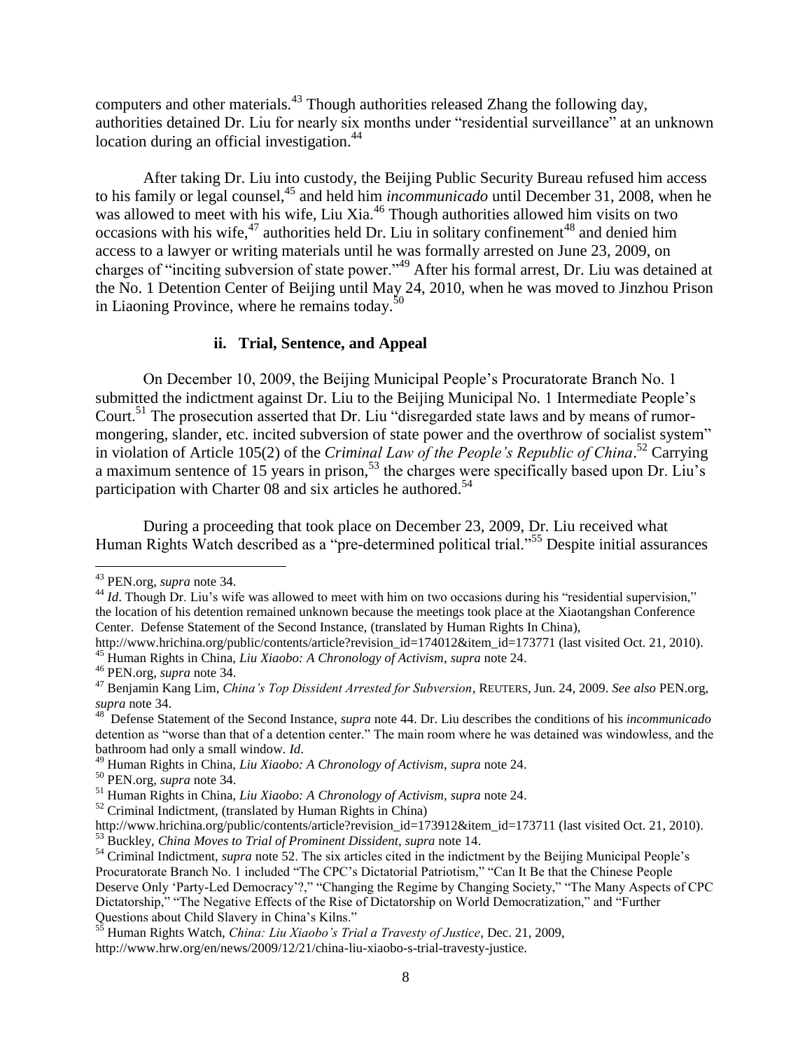computers and other materials.[43] Though authorities released Zhang the following day, authorities detained Dr. Liu for nearly six months under "residential surveillance" at an unknown location during an official investigation.[44]

After taking Dr. Liu into custody, the Beijing Public Security Bureau refused him access to his family or legal counsel,[45] and held him *incommunicado* until December 31, 2008, when he was allowed to meet with his wife, Liu Xia.[46] Though authorities allowed him visits on two occasions with his wife,[47] authorities held Dr. Liu in solitary confinement[48] and denied him access to a lawyer or writing materials until he was formally arrested on June 23, 2009, on charges of "inciting subversion of state power."[49] After his formal arrest, Dr. Liu was detained at the No. 1 Detention Center of Beijing until May 24, 2010, when he was moved to Jinzhou Prison in Liaoning Province, where he remains today.[50]

#### ii. Trial, Sentence, and Appeal

On December 10, 2009, the Beijing Municipal People's Procuratorate Branch No. 1 submitted the indictment against Dr. Liu to the Beijing Municipal No. 1 Intermediate People's Court.[51] The prosecution asserted that Dr. Liu "disregarded state laws and by means of rumor-mongering, slander, etc. incited subversion of state power and the overthrow of socialist system" in violation of Article 105(2) of the *Criminal Law of the People's Republic of China*.[52] Carrying a maximum sentence of 15 years in prison,[53] the charges were specifically based upon Dr. Liu's participation with Charter 08 and six articles he authored.[54]

During a proceeding that took place on December 23, 2009, Dr. Liu received what Human Rights Watch described as a "pre-determined political trial."[55] Despite initial assurances

---

[43] PEN.org, *supra* note 34.

[44] *Id*. Though Dr. Liu's wife was allowed to meet with him on two occasions during his "residential supervision," the location of his detention remained unknown because the meetings took place at the Xiaotangshan Conference Center. Defense Statement of the Second Instance, (translated by Human Rights In China), http://www.hrichina.org/public/contents/article?revision_id=174012&item_id=173771 (last visited Oct. 21, 2010).

[45] Human Rights in China, *Liu Xiaobo: A Chronology of Activism*, *supra* note 24.

[46] PEN.org, *supra* note 34.

[47] Benjamin Kang Lim, *China's Top Dissident Arrested for Subversion*, REUTERS, Jun. 24, 2009. *See also* PEN.org, *supra* note 34.

[48] Defense Statement of the Second Instance, *supra* note 44. Dr. Liu describes the conditions of his *incommunicado* detention as "worse than that of a detention center." The main room where he was detained was windowless, and the bathroom had only a small window. *Id*.

[49] Human Rights in China, *Liu Xiaobo: A Chronology of Activism*, *supra* note 24.

[50] PEN.org, *supra* note 34.

[51] Human Rights in China, *Liu Xiaobo: A Chronology of Activism*, *supra* note 24.

[52] Criminal Indictment, (translated by Human Rights in China) http://www.hrichina.org/public/contents/article?revision_id=173912&item_id=173711 (last visited Oct. 21, 2010).

[53] Buckley, *China Moves to Trial of Prominent Dissident*, *supra* note 14.

[54] Criminal Indictment, *supra* note 52. The six articles cited in the indictment by the Beijing Municipal People's Procuratorate Branch No. 1 included "The CPC's Dictatorial Patriotism," "Can It Be that the Chinese People Deserve Only 'Party-Led Democracy'?," "Changing the Regime by Changing Society," "The Many Aspects of CPC Dictatorship," "The Negative Effects of the Rise of Dictatorship on World Democratization," and "Further Questions about Child Slavery in China's Kilns."

[55] Human Rights Watch, *China: Liu Xiaobo's Trial a Travesty of Justice*, Dec. 21, 2009, http://www.hrw.org/en/news/2009/12/21/china-liu-xiaobo-s-trial-travesty-justice.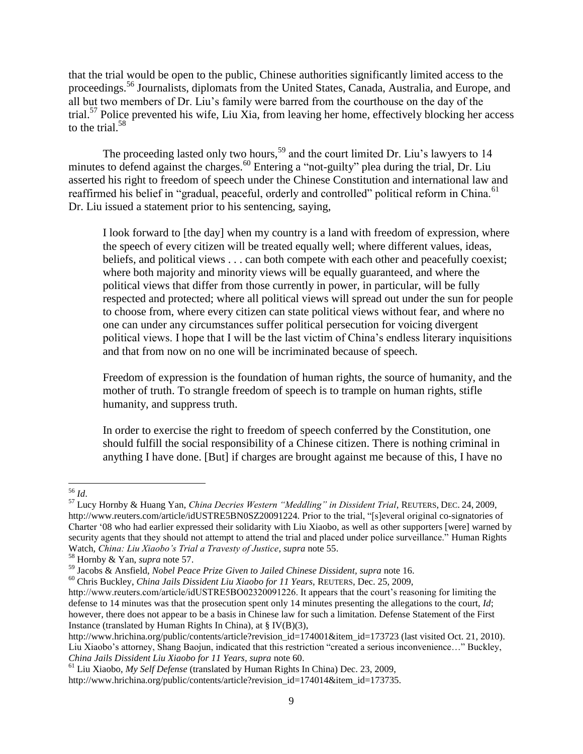that the trial would be open to the public, Chinese authorities significantly limited access to the proceedings.[56] Journalists, diplomats from the United States, Canada, Australia, and Europe, and all but two members of Dr. Liu's family were barred from the courthouse on the day of the trial.[57] Police prevented his wife, Liu Xia, from leaving her home, effectively blocking her access to the trial.[58]

The proceeding lasted only two hours,[59] and the court limited Dr. Liu's lawyers to 14 minutes to defend against the charges.[60] Entering a "not-guilty" plea during the trial, Dr. Liu asserted his right to freedom of speech under the Chinese Constitution and international law and reaffirmed his belief in "gradual, peaceful, orderly and controlled" political reform in China.[61] Dr. Liu issued a statement prior to his sentencing, saying,

> I look forward to [the day] when my country is a land with freedom of expression, where the speech of every citizen will be treated equally well; where different values, ideas, beliefs, and political views . . . can both compete with each other and peacefully coexist; where both majority and minority views will be equally guaranteed, and where the political views that differ from those currently in power, in particular, will be fully respected and protected; where all political views will spread out under the sun for people to choose from, where every citizen can state political views without fear, and where no one can under any circumstances suffer political persecution for voicing divergent political views. I hope that I will be the last victim of China's endless literary inquisitions and that from now on no one will be incriminated because of speech.
>
> Freedom of expression is the foundation of human rights, the source of humanity, and the mother of truth. To strangle freedom of speech is to trample on human rights, stifle humanity, and suppress truth.
>
> In order to exercise the right to freedom of speech conferred by the Constitution, one should fulfill the social responsibility of a Chinese citizen. There is nothing criminal in anything I have done. [But] if charges are brought against me because of this, I have no

---

[56] *Id*.

[57] Lucy Hornby & Huang Yan, *China Decries Western "Meddling" in Dissident Trial*, REUTERS, DEC. 24, 2009, http://www.reuters.com/article/idUSTRE5BN0SZ20091224. Prior to the trial, "[s]everal original co-signatories of Charter '08 who had earlier expressed their solidarity with Liu Xiaobo, as well as other supporters [were] warned by security agents that they should not attempt to attend the trial and placed under police surveillance." Human Rights Watch, *China: Liu Xiaobo's Trial a Travesty of Justice*, *supra* note 55.

[58] Hornby & Yan, *supra* note 57.

[59] Jacobs & Ansfield, *Nobel Peace Prize Given to Jailed Chinese Dissident*, *supra* note 16.

[60] Chris Buckley, *China Jails Dissident Liu Xiaobo for 11 Years*, REUTERS, Dec. 25, 2009, http://www.reuters.com/article/idUSTRE5BO02320091226. It appears that the court's reasoning for limiting the defense to 14 minutes was that the prosecution spent only 14 minutes presenting the allegations to the court, *Id*; however, there does not appear to be a basis in Chinese law for such a limitation. Defense Statement of the First Instance (translated by Human Rights In China), at § IV(B)(3), http://www.hrichina.org/public/contents/article?revision_id=174001&item_id=173723 (last visited Oct. 21, 2010). Liu Xiaobo's attorney, Shang Baojun, indicated that this restriction "created a serious inconvenience…" Buckley, *China Jails Dissident Liu Xiaobo for 11 Years*, *supra* note 60.

[61] Liu Xiaobo, *My Self Defense* (translated by Human Rights In China) Dec. 23, 2009, http://www.hrichina.org/public/contents/article?revision_id=174014&item_id=173735.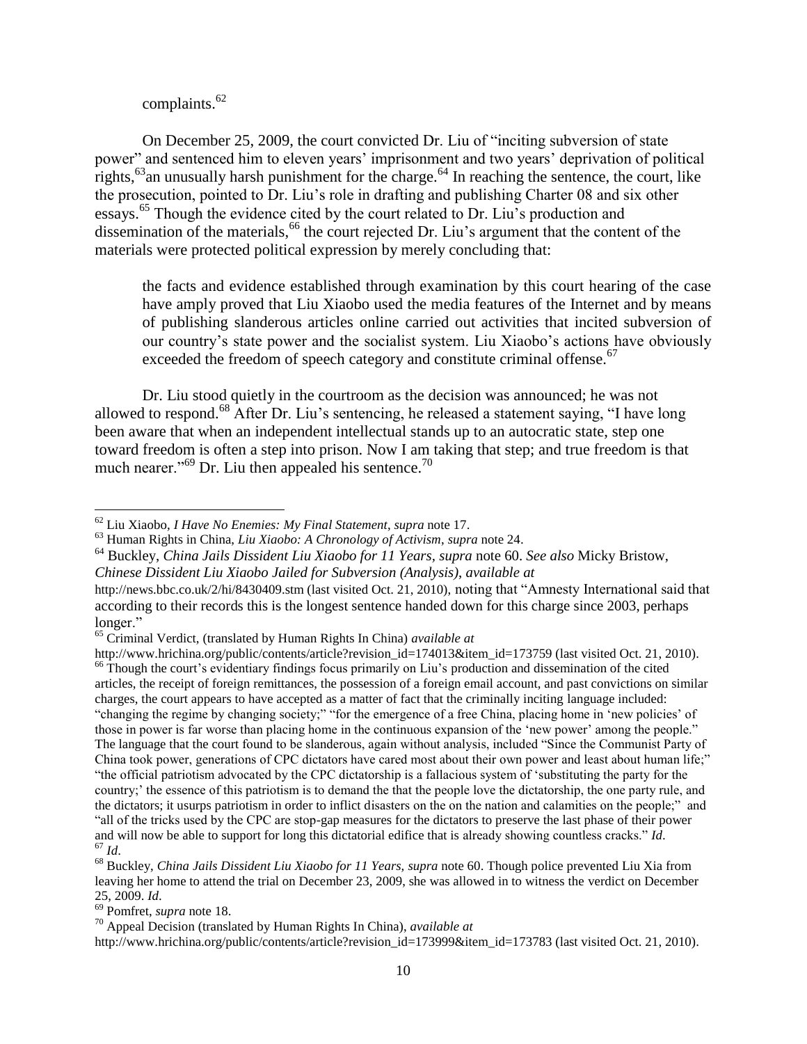complaints.[62]

On December 25, 2009, the court convicted Dr. Liu of "inciting subversion of state power" and sentenced him to eleven years' imprisonment and two years' deprivation of political rights,[63]an unusually harsh punishment for the charge.[64] In reaching the sentence, the court, like the prosecution, pointed to Dr. Liu's role in drafting and publishing Charter 08 and six other essays.[65] Though the evidence cited by the court related to Dr. Liu's production and dissemination of the materials,[66] the court rejected Dr. Liu's argument that the content of the materials were protected political expression by merely concluding that:

> the facts and evidence established through examination by this court hearing of the case have amply proved that Liu Xiaobo used the media features of the Internet and by means of publishing slanderous articles online carried out activities that incited subversion of our country's state power and the socialist system. Liu Xiaobo's actions have obviously exceeded the freedom of speech category and constitute criminal offense.[67]

Dr. Liu stood quietly in the courtroom as the decision was announced; he was not allowed to respond.[68] After Dr. Liu's sentencing, he released a statement saying, "I have long been aware that when an independent intellectual stands up to an autocratic state, step one toward freedom is often a step into prison. Now I am taking that step; and true freedom is that much nearer."[69] Dr. Liu then appealed his sentence.[70]

---

[62] Liu Xiaobo, *I Have No Enemies: My Final Statement*, *supra* note 17.

[63] Human Rights in China, *Liu Xiaobo: A Chronology of Activism*, *supra* note 24.

[64] Buckley, *China Jails Dissident Liu Xiaobo for 11 Years*, *supra* note 60. *See also* Micky Bristow, *Chinese Dissident Liu Xiaobo Jailed for Subversion (Analysis)*, *available at* http://news.bbc.co.uk/2/hi/8430409.stm (last visited Oct. 21, 2010), noting that "Amnesty International said that according to their records this is the longest sentence handed down for this charge since 2003, perhaps longer."

[65] Criminal Verdict, (translated by Human Rights In China) *available at* http://www.hrichina.org/public/contents/article?revision_id=174013&item_id=173759 (last visited Oct. 21, 2010).

[66] Though the court's evidentiary findings focus primarily on Liu's production and dissemination of the cited articles, the receipt of foreign remittances, the possession of a foreign email account, and past convictions on similar charges, the court appears to have accepted as a matter of fact that the criminally inciting language included: "changing the regime by changing society;" "for the emergence of a free China, placing home in 'new policies' of those in power is far worse than placing home in the continuous expansion of the 'new power' among the people." The language that the court found to be slanderous, again without analysis, included "Since the Communist Party of China took power, generations of CPC dictators have cared most about their own power and least about human life;" "the official patriotism advocated by the CPC dictatorship is a fallacious system of 'substituting the party for the country;' the essence of this patriotism is to demand the that the people love the dictatorship, the one party rule, and the dictators; it usurps patriotism in order to inflict disasters on the on the nation and calamities on the people;" and "all of the tricks used by the CPC are stop-gap measures for the dictators to preserve the last phase of their power and will now be able to support for long this dictatorial edifice that is already showing countless cracks." *Id*.

[67] *Id*.

[68] Buckley, *China Jails Dissident Liu Xiaobo for 11 Years*, *supra* note 60. Though police prevented Liu Xia from leaving her home to attend the trial on December 23, 2009, she was allowed in to witness the verdict on December 25, 2009. *Id*.

[69] Pomfret, *supra* note 18.

[70] Appeal Decision (translated by Human Rights In China), *available at* http://www.hrichina.org/public/contents/article?revision_id=173999&item_id=173783 (last visited Oct. 21, 2010).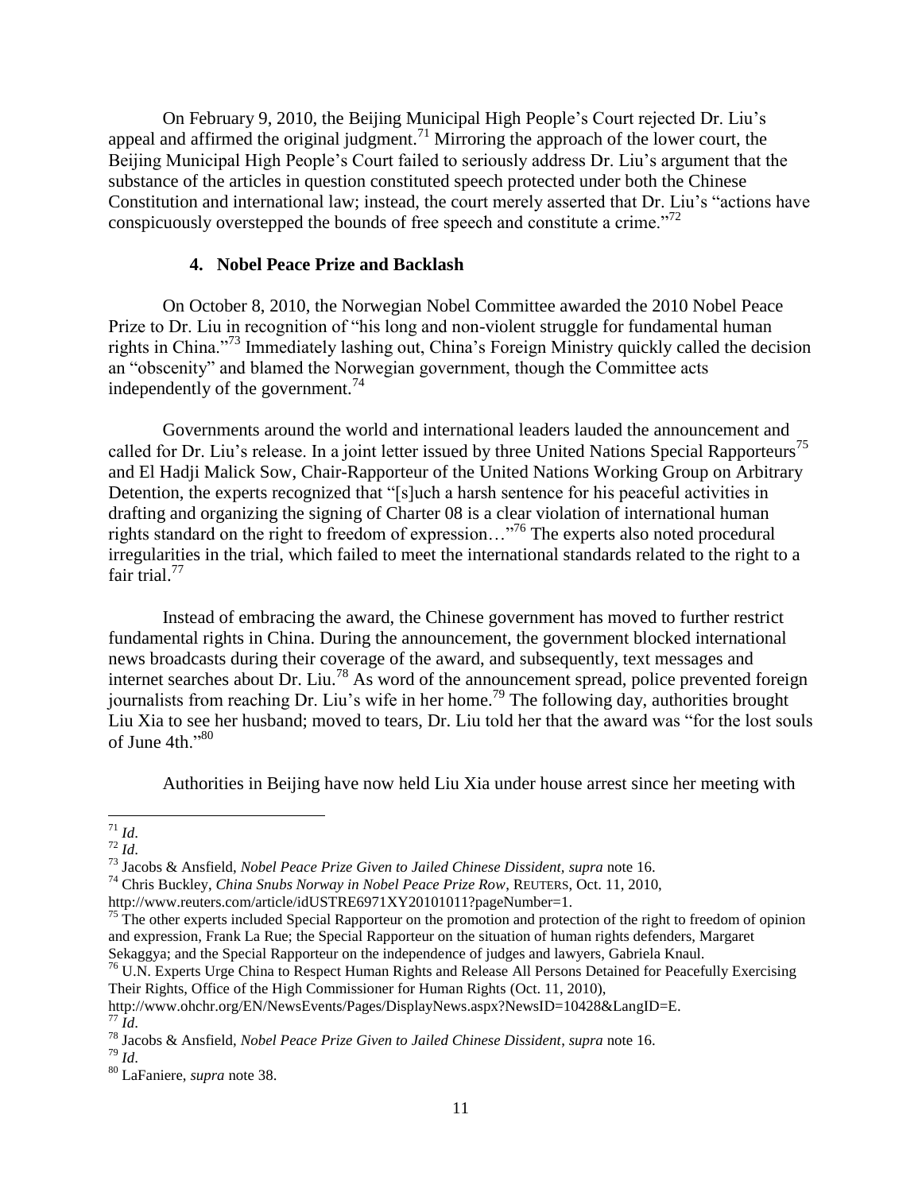On February 9, 2010, the Beijing Municipal High People's Court rejected Dr. Liu's appeal and affirmed the original judgment.[71] Mirroring the approach of the lower court, the Beijing Municipal High People's Court failed to seriously address Dr. Liu's argument that the substance of the articles in question constituted speech protected under both the Chinese Constitution and international law; instead, the court merely asserted that Dr. Liu's "actions have conspicuously overstepped the bounds of free speech and constitute a crime."[72]

### 4. Nobel Peace Prize and Backlash

On October 8, 2010, the Norwegian Nobel Committee awarded the 2010 Nobel Peace Prize to Dr. Liu in recognition of "his long and non-violent struggle for fundamental human rights in China."[73] Immediately lashing out, China's Foreign Ministry quickly called the decision an "obscenity" and blamed the Norwegian government, though the Committee acts independently of the government.[74]

Governments around the world and international leaders lauded the announcement and called for Dr. Liu's release. In a joint letter issued by three United Nations Special Rapporteurs[75] and El Hadji Malick Sow, Chair-Rapporteur of the United Nations Working Group on Arbitrary Detention, the experts recognized that "[s]uch a harsh sentence for his peaceful activities in drafting and organizing the signing of Charter 08 is a clear violation of international human rights standard on the right to freedom of expression…"[76] The experts also noted procedural irregularities in the trial, which failed to meet the international standards related to the right to a fair trial.[77]

Instead of embracing the award, the Chinese government has moved to further restrict fundamental rights in China. During the announcement, the government blocked international news broadcasts during their coverage of the award, and subsequently, text messages and internet searches about Dr. Liu.[78] As word of the announcement spread, police prevented foreign journalists from reaching Dr. Liu's wife in her home.[79] The following day, authorities brought Liu Xia to see her husband; moved to tears, Dr. Liu told her that the award was "for the lost souls of June 4th."[80]

Authorities in Beijing have now held Liu Xia under house arrest since her meeting with

---

[71] *Id.*

[72] *Id.*

[73] Jacobs & Ansfield, *Nobel Peace Prize Given to Jailed Chinese Dissident, supra* note 16.

[74] Chris Buckley, *China Snubs Norway in Nobel Peace Prize Row*, REUTERS, Oct. 11, 2010, http://www.reuters.com/article/idUSTRE6971XY20101011?pageNumber=1.

[75] The other experts included Special Rapporteur on the promotion and protection of the right to freedom of opinion and expression, Frank La Rue; the Special Rapporteur on the situation of human rights defenders, Margaret Sekaggya; and the Special Rapporteur on the independence of judges and lawyers, Gabriela Knaul.

[76] U.N. Experts Urge China to Respect Human Rights and Release All Persons Detained for Peacefully Exercising Their Rights, Office of the High Commissioner for Human Rights (Oct. 11, 2010), http://www.ohchr.org/EN/NewsEvents/Pages/DisplayNews.aspx?NewsID=10428&LangID=E.

[77] *Id.*

[78] Jacobs & Ansfield, *Nobel Peace Prize Given to Jailed Chinese Dissident*, *supra* note 16.

[79] *Id.*

[80] LaFaniere, *supra* note 38.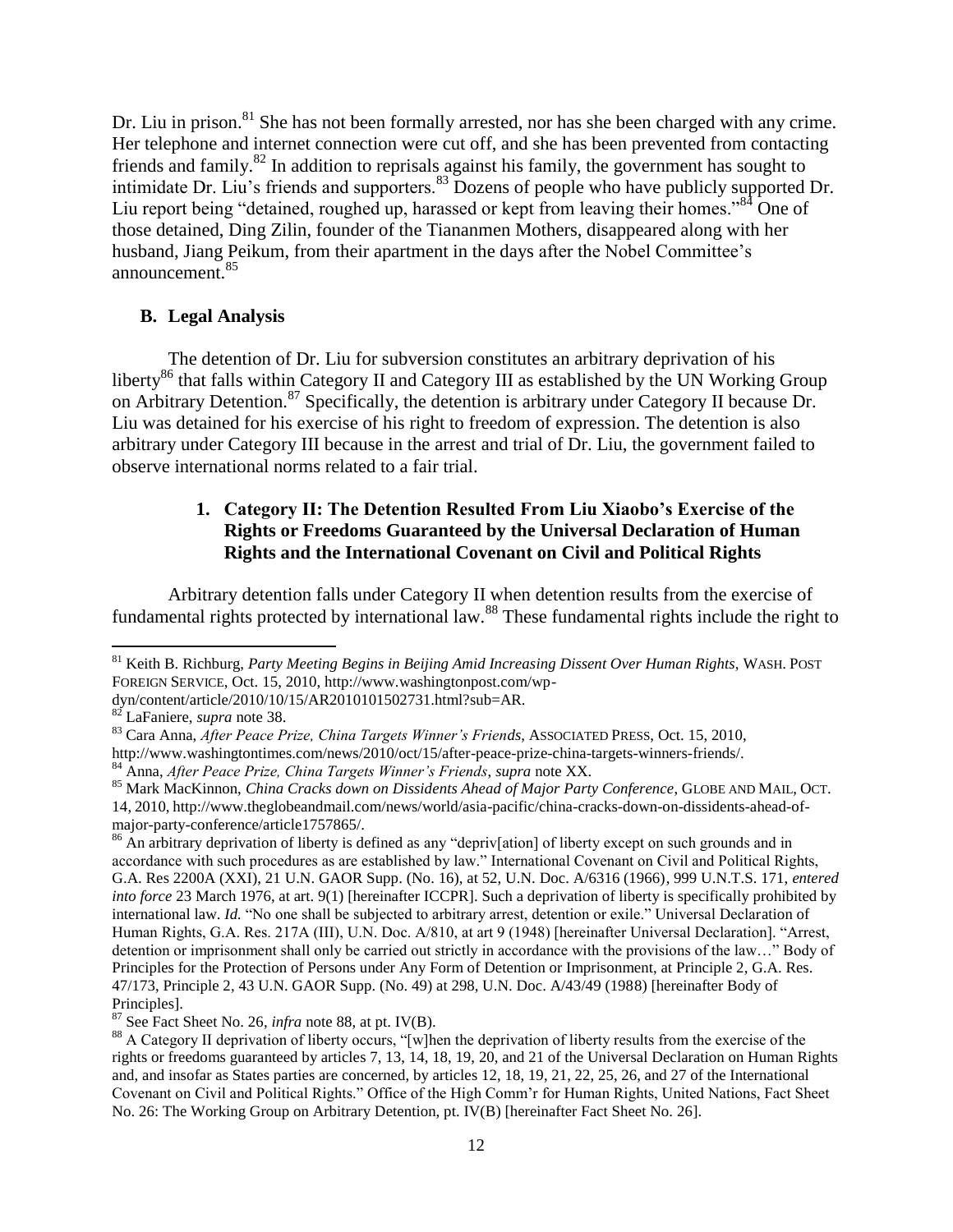Dr. Liu in prison.[81] She has not been formally arrested, nor has she been charged with any crime. Her telephone and internet connection were cut off, and she has been prevented from contacting friends and family.[82] In addition to reprisals against his family, the government has sought to intimidate Dr. Liu's friends and supporters.[83] Dozens of people who have publicly supported Dr. Liu report being "detained, roughed up, harassed or kept from leaving their homes."[84] One of those detained, Ding Zilin, founder of the Tiananmen Mothers, disappeared along with her husband, Jiang Peikum, from their apartment in the days after the Nobel Committee's announcement.[85]

### B. Legal Analysis

The detention of Dr. Liu for subversion constitutes an arbitrary deprivation of his liberty[86] that falls within Category II and Category III as established by the UN Working Group on Arbitrary Detention.[87] Specifically, the detention is arbitrary under Category II because Dr. Liu was detained for his exercise of his right to freedom of expression. The detention is also arbitrary under Category III because in the arrest and trial of Dr. Liu, the government failed to observe international norms related to a fair trial.

#### 1. Category II: The Detention Resulted From Liu Xiaobo's Exercise of the Rights or Freedoms Guaranteed by the Universal Declaration of Human Rights and the International Covenant on Civil and Political Rights

Arbitrary detention falls under Category II when detention results from the exercise of fundamental rights protected by international law.[88] These fundamental rights include the right to

---

[81] Keith B. Richburg, *Party Meeting Begins in Beijing Amid Increasing Dissent Over Human Rights*, WASH. POST FOREIGN SERVICE, Oct. 15, 2010, http://www.washingtonpost.com/wp-dyn/content/article/2010/10/15/AR2010101502731.html?sub=AR.

[82] LaFaniere, *supra* note 38.

[83] Cara Anna, *After Peace Prize, China Targets Winner's Friends*, ASSOCIATED PRESS, Oct. 15, 2010, http://www.washingtontimes.com/news/2010/oct/15/after-peace-prize-china-targets-winners-friends/.

[84] Anna, *After Peace Prize, China Targets Winner's Friends*, *supra* note XX.

[85] Mark MacKinnon, *China Cracks down on Dissidents Ahead of Major Party Conference*, GLOBE AND MAIL, OCT. 14, 2010, http://www.theglobeandmail.com/news/world/asia-pacific/china-cracks-down-on-dissidents-ahead-of-major-party-conference/article1757865/.

[86] An arbitrary deprivation of liberty is defined as any "depriv[ation] of liberty except on such grounds and in accordance with such procedures as are established by law." International Covenant on Civil and Political Rights, G.A. Res 2200A (XXI), 21 U.N. GAOR Supp. (No. 16), at 52, U.N. Doc. A/6316 (1966), 999 U.N.T.S. 171, *entered into force* 23 March 1976, at art. 9(1) [hereinafter ICCPR]. Such a deprivation of liberty is specifically prohibited by international law. *Id.* "No one shall be subjected to arbitrary arrest, detention or exile." Universal Declaration of Human Rights, G.A. Res. 217A (III), U.N. Doc. A/810, at art 9 (1948) [hereinafter Universal Declaration]. "Arrest, detention or imprisonment shall only be carried out strictly in accordance with the provisions of the law…" Body of Principles for the Protection of Persons under Any Form of Detention or Imprisonment, at Principle 2, G.A. Res. 47/173, Principle 2, 43 U.N. GAOR Supp. (No. 49) at 298, U.N. Doc. A/43/49 (1988) [hereinafter Body of Principles].

[87] See Fact Sheet No. 26, *infra* note 88, at pt. IV(B).

[88] A Category II deprivation of liberty occurs, "[w]hen the deprivation of liberty results from the exercise of the rights or freedoms guaranteed by articles 7, 13, 14, 18, 19, 20, and 21 of the Universal Declaration on Human Rights and, and insofar as States parties are concerned, by articles 12, 18, 19, 21, 22, 25, 26, and 27 of the International Covenant on Civil and Political Rights." Office of the High Comm'r for Human Rights, United Nations, Fact Sheet No. 26: The Working Group on Arbitrary Detention, pt. IV(B) [hereinafter Fact Sheet No. 26].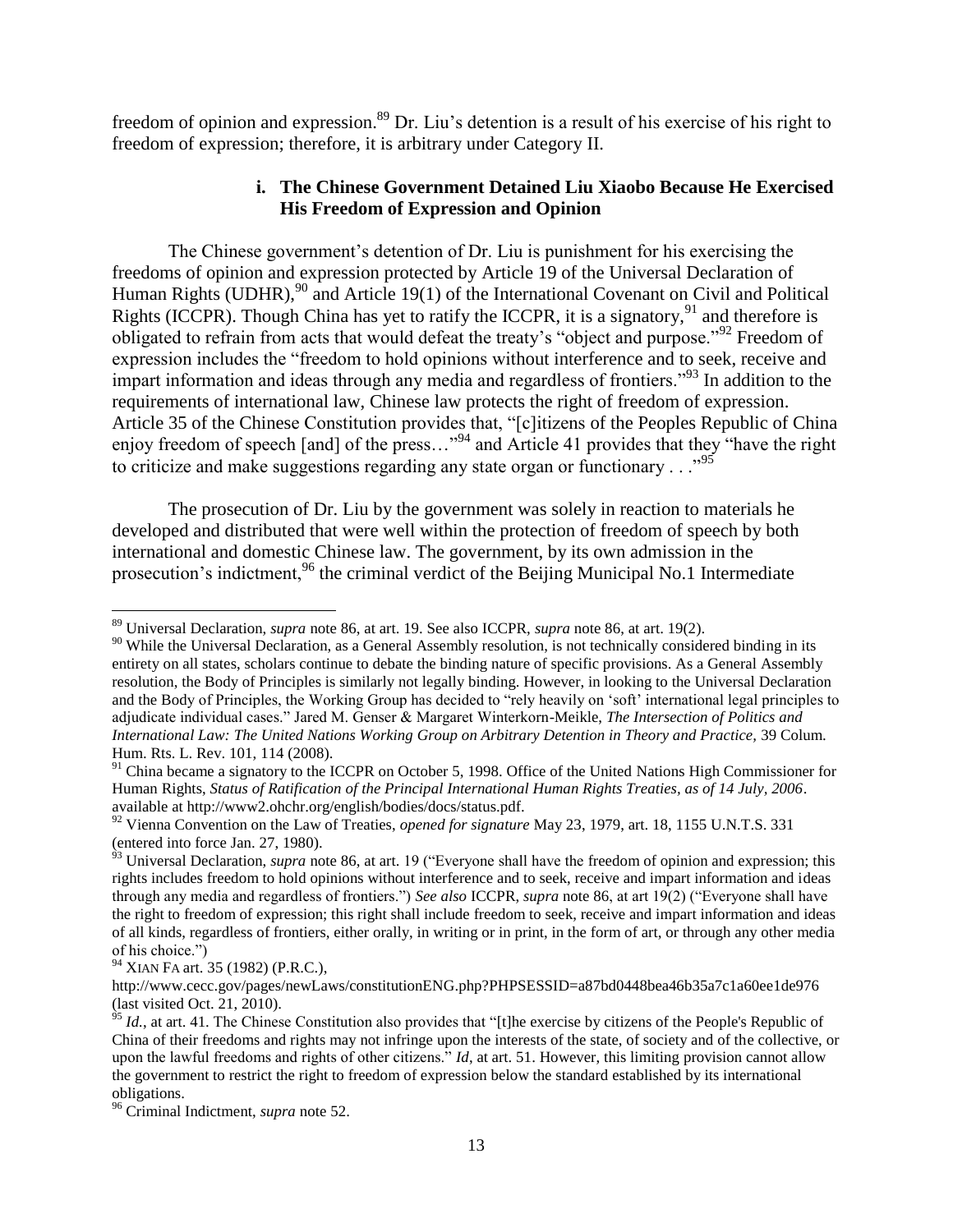freedom of opinion and expression.[89] Dr. Liu's detention is a result of his exercise of his right to freedom of expression; therefore, it is arbitrary under Category II.

#### i. The Chinese Government Detained Liu Xiaobo Because He Exercised His Freedom of Expression and Opinion

The Chinese government's detention of Dr. Liu is punishment for his exercising the freedoms of opinion and expression protected by Article 19 of the Universal Declaration of Human Rights (UDHR),[90] and Article 19(1) of the International Covenant on Civil and Political Rights (ICCPR). Though China has yet to ratify the ICCPR, it is a signatory,[91] and therefore is obligated to refrain from acts that would defeat the treaty's "object and purpose."[92] Freedom of expression includes the "freedom to hold opinions without interference and to seek, receive and impart information and ideas through any media and regardless of frontiers."[93] In addition to the requirements of international law, Chinese law protects the right of freedom of expression. Article 35 of the Chinese Constitution provides that, "[c]itizens of the Peoples Republic of China enjoy freedom of speech [and] of the press…"[94] and Article 41 provides that they "have the right to criticize and make suggestions regarding any state organ or functionary . . ."[95]

The prosecution of Dr. Liu by the government was solely in reaction to materials he developed and distributed that were well within the protection of freedom of speech by both international and domestic Chinese law. The government, by its own admission in the prosecution's indictment,[96] the criminal verdict of the Beijing Municipal No.1 Intermediate

---

[89] Universal Declaration, *supra* note 86, at art. 19. See also ICCPR, *supra* note 86, at art. 19(2).

[90] While the Universal Declaration, as a General Assembly resolution, is not technically considered binding in its entirety on all states, scholars continue to debate the binding nature of specific provisions. As a General Assembly resolution, the Body of Principles is similarly not legally binding. However, in looking to the Universal Declaration and the Body of Principles, the Working Group has decided to "rely heavily on 'soft' international legal principles to adjudicate individual cases." Jared M. Genser & Margaret Winterkorn-Meikle, *The Intersection of Politics and International Law: The United Nations Working Group on Arbitrary Detention in Theory and Practice,* 39 Colum. Hum. Rts. L. Rev. 101, 114 (2008).

[91] China became a signatory to the ICCPR on October 5, 1998. Office of the United Nations High Commissioner for Human Rights, *Status of Ratification of the Principal International Human Rights Treaties, as of 14 July, 2006*. available at http://www2.ohchr.org/english/bodies/docs/status.pdf.

[92] Vienna Convention on the Law of Treaties, *opened for signature* May 23, 1979, art. 18, 1155 U.N.T.S. 331 (entered into force Jan. 27, 1980).

[93] Universal Declaration, *supra* note 86, at art. 19 ("Everyone shall have the freedom of opinion and expression; this rights includes freedom to hold opinions without interference and to seek, receive and impart information and ideas through any media and regardless of frontiers.") *See also* ICCPR, *supra* note 86, at art 19(2) ("Everyone shall have the right to freedom of expression; this right shall include freedom to seek, receive and impart information and ideas of all kinds, regardless of frontiers, either orally, in writing or in print, in the form of art, or through any other media of his choice.")

[94] XIAN FA art. 35 (1982) (P.R.C.), http://www.cecc.gov/pages/newLaws/constitutionENG.php?PHPSESSID=a87bd0448bea46b35a7c1a60ee1de976 (last visited Oct. 21, 2010).

[95] *Id.*, at art. 41. The Chinese Constitution also provides that "[t]he exercise by citizens of the People's Republic of China of their freedoms and rights may not infringe upon the interests of the state, of society and of the collective, or upon the lawful freedoms and rights of other citizens." *Id*, at art. 51. However, this limiting provision cannot allow the government to restrict the right to freedom of expression below the standard established by its international obligations.

[96] Criminal Indictment, *supra* note 52.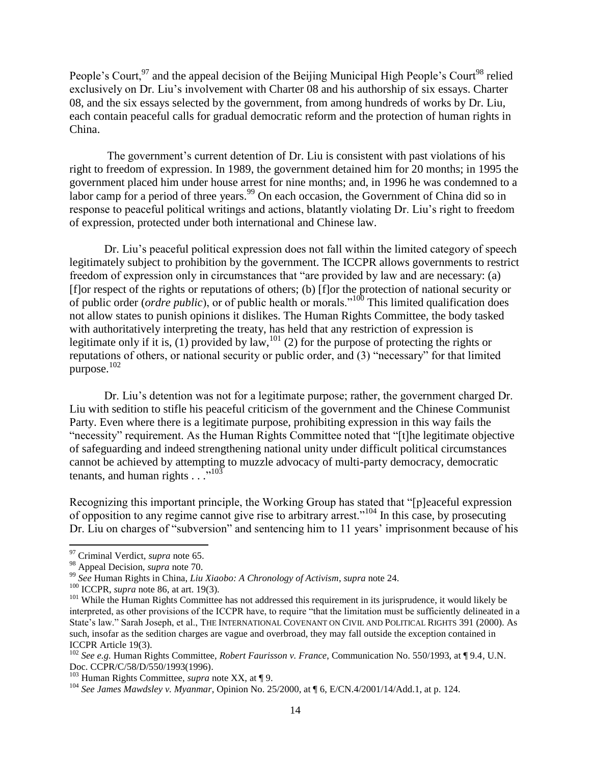People's Court,[97] and the appeal decision of the Beijing Municipal High People's Court[98] relied exclusively on Dr. Liu's involvement with Charter 08 and his authorship of six essays. Charter 08, and the six essays selected by the government, from among hundreds of works by Dr. Liu, each contain peaceful calls for gradual democratic reform and the protection of human rights in China.

The government's current detention of Dr. Liu is consistent with past violations of his right to freedom of expression. In 1989, the government detained him for 20 months; in 1995 the government placed him under house arrest for nine months; and, in 1996 he was condemned to a labor camp for a period of three years.[99] On each occasion, the Government of China did so in response to peaceful political writings and actions, blatantly violating Dr. Liu's right to freedom of expression, protected under both international and Chinese law.

Dr. Liu's peaceful political expression does not fall within the limited category of speech legitimately subject to prohibition by the government. The ICCPR allows governments to restrict freedom of expression only in circumstances that "are provided by law and are necessary: (a) [f]or respect of the rights or reputations of others; (b) [f]or the protection of national security or of public order (*ordre public*), or of public health or morals."[100] This limited qualification does not allow states to punish opinions it dislikes. The Human Rights Committee, the body tasked with authoritatively interpreting the treaty, has held that any restriction of expression is legitimate only if it is, (1) provided by law,[101] (2) for the purpose of protecting the rights or reputations of others, or national security or public order, and (3) "necessary" for that limited purpose.[102]

Dr. Liu's detention was not for a legitimate purpose; rather, the government charged Dr. Liu with sedition to stifle his peaceful criticism of the government and the Chinese Communist Party. Even where there is a legitimate purpose, prohibiting expression in this way fails the "necessity" requirement. As the Human Rights Committee noted that "[t]he legitimate objective of safeguarding and indeed strengthening national unity under difficult political circumstances cannot be achieved by attempting to muzzle advocacy of multi-party democracy, democratic tenants, and human rights . . ."[103]

Recognizing this important principle, the Working Group has stated that "[p]eaceful expression of opposition to any regime cannot give rise to arbitrary arrest."[104] In this case, by prosecuting Dr. Liu on charges of "subversion" and sentencing him to 11 years' imprisonment because of his

---

[97] Criminal Verdict, *supra* note 65.

[98] Appeal Decision, *supra* note 70.

[99] *See* Human Rights in China, *Liu Xiaobo: A Chronology of Activism*, *supra* note 24.

[100] ICCPR, *supra* note 86, at art. 19(3).

[101] While the Human Rights Committee has not addressed this requirement in its jurisprudence, it would likely be interpreted, as other provisions of the ICCPR have, to require "that the limitation must be sufficiently delineated in a State's law." Sarah Joseph, et al., THE INTERNATIONAL COVENANT ON CIVIL AND POLITICAL RIGHTS 391 (2000). As such, insofar as the sedition charges are vague and overbroad, they may fall outside the exception contained in ICCPR Article 19(3).

[102] *See e.g.* Human Rights Committee, *Robert Faurisson v. France*, Communication No. 550/1993, at ¶ 9.4, U.N. Doc. CCPR/C/58/D/550/1993(1996).

[103] Human Rights Committee, *supra* note XX, at ¶ 9.

[104] *See James Mawdsley v. Myanmar*, Opinion No. 25/2000, at ¶ 6, E/CN.4/2001/14/Add.1, at p. 124.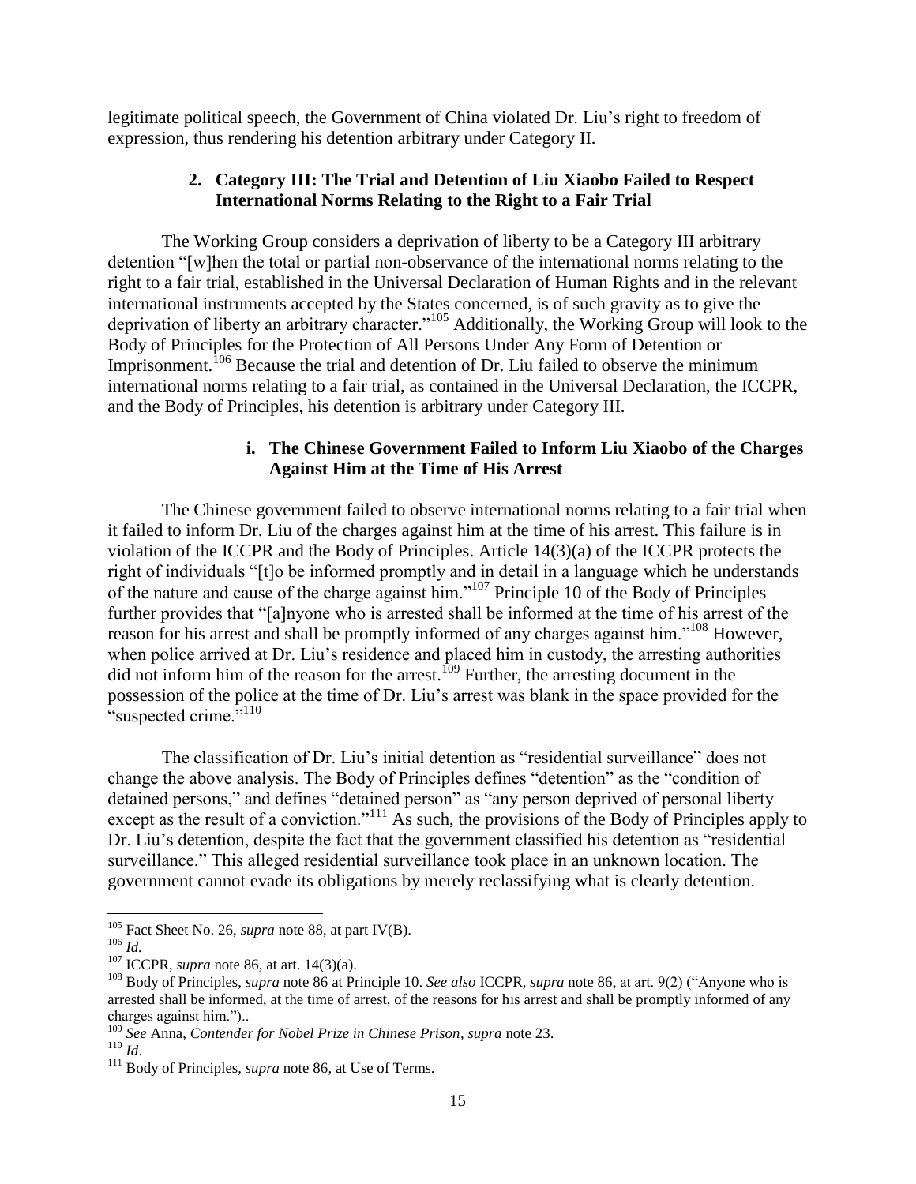legitimate political speech, the Government of China violated Dr. Liu's right to freedom of expression, thus rendering his detention arbitrary under Category II.

### 2. Category III: The Trial and Detention of Liu Xiaobo Failed to Respect International Norms Relating to the Right to a Fair Trial

The Working Group considers a deprivation of liberty to be a Category III arbitrary detention "[w]hen the total or partial non-observance of the international norms relating to the right to a fair trial, established in the Universal Declaration of Human Rights and in the relevant international instruments accepted by the States concerned, is of such gravity as to give the deprivation of liberty an arbitrary character."[105] Additionally, the Working Group will look to the Body of Principles for the Protection of All Persons Under Any Form of Detention or Imprisonment.[106] Because the trial and detention of Dr. Liu failed to observe the minimum international norms relating to a fair trial, as contained in the Universal Declaration, the ICCPR, and the Body of Principles, his detention is arbitrary under Category III.

#### i. The Chinese Government Failed to Inform Liu Xiaobo of the Charges Against Him at the Time of His Arrest

The Chinese government failed to observe international norms relating to a fair trial when it failed to inform Dr. Liu of the charges against him at the time of his arrest. This failure is in violation of the ICCPR and the Body of Principles. Article 14(3)(a) of the ICCPR protects the right of individuals "[t]o be informed promptly and in detail in a language which he understands of the nature and cause of the charge against him."[107] Principle 10 of the Body of Principles further provides that "[a]nyone who is arrested shall be informed at the time of his arrest of the reason for his arrest and shall be promptly informed of any charges against him."[108] However, when police arrived at Dr. Liu's residence and placed him in custody, the arresting authorities did not inform him of the reason for the arrest.[109] Further, the arresting document in the possession of the police at the time of Dr. Liu's arrest was blank in the space provided for the "suspected crime."[110]

The classification of Dr. Liu's initial detention as "residential surveillance" does not change the above analysis. The Body of Principles defines "detention" as the "condition of detained persons," and defines "detained person" as "any person deprived of personal liberty except as the result of a conviction."[111] As such, the provisions of the Body of Principles apply to Dr. Liu's detention, despite the fact that the government classified his detention as "residential surveillance." This alleged residential surveillance took place in an unknown location. The government cannot evade its obligations by merely reclassifying what is clearly detention.

---

[105] Fact Sheet No. 26, *supra* note 88, at part IV(B).

[106] *Id.*

[107] ICCPR, *supra* note 86, at art. 14(3)(a).

[108] Body of Principles, *supra* note 86 at Principle 10. *See also* ICCPR, *supra* note 86, at art. 9(2) ("Anyone who is arrested shall be informed, at the time of arrest, of the reasons for his arrest and shall be promptly informed of any charges against him.")..

[109] *See* Anna, *Contender for Nobel Prize in Chinese Prison*, *supra* note 23.

[110] *Id*.

[111] Body of Principles, *supra* note 86, at Use of Terms.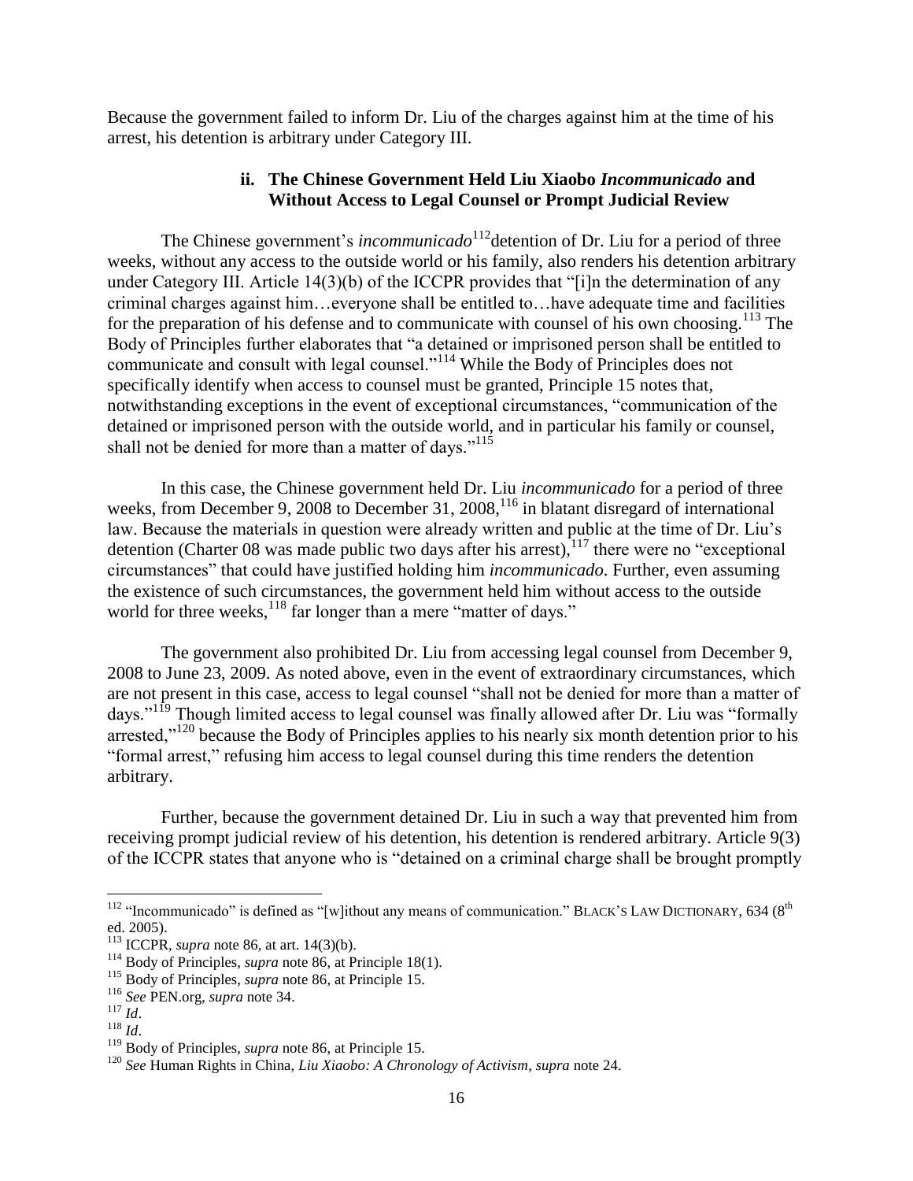Because the government failed to inform Dr. Liu of the charges against him at the time of his arrest, his detention is arbitrary under Category III.

#### ii. The Chinese Government Held Liu Xiaobo *Incommunicado* and Without Access to Legal Counsel or Prompt Judicial Review

The Chinese government's *incommunicado*[112] detention of Dr. Liu for a period of three weeks, without any access to the outside world or his family, also renders his detention arbitrary under Category III. Article 14(3)(b) of the ICCPR provides that "[i]n the determination of any criminal charges against him…everyone shall be entitled to…have adequate time and facilities for the preparation of his defense and to communicate with counsel of his own choosing.[113] The Body of Principles further elaborates that "a detained or imprisoned person shall be entitled to communicate and consult with legal counsel."[114] While the Body of Principles does not specifically identify when access to counsel must be granted, Principle 15 notes that, notwithstanding exceptions in the event of exceptional circumstances, "communication of the detained or imprisoned person with the outside world, and in particular his family or counsel, shall not be denied for more than a matter of days."[115]

In this case, the Chinese government held Dr. Liu *incommunicado* for a period of three weeks, from December 9, 2008 to December 31, 2008,[116] in blatant disregard of international law. Because the materials in question were already written and public at the time of Dr. Liu's detention (Charter 08 was made public two days after his arrest),[117] there were no "exceptional circumstances" that could have justified holding him *incommunicado*. Further, even assuming the existence of such circumstances, the government held him without access to the outside world for three weeks,[118] far longer than a mere "matter of days."

The government also prohibited Dr. Liu from accessing legal counsel from December 9, 2008 to June 23, 2009. As noted above, even in the event of extraordinary circumstances, which are not present in this case, access to legal counsel "shall not be denied for more than a matter of days."[119] Though limited access to legal counsel was finally allowed after Dr. Liu was "formally arrested,"[120] because the Body of Principles applies to his nearly six month detention prior to his "formal arrest," refusing him access to legal counsel during this time renders the detention arbitrary.

Further, because the government detained Dr. Liu in such a way that prevented him from receiving prompt judicial review of his detention, his detention is rendered arbitrary. Article 9(3) of the ICCPR states that anyone who is "detained on a criminal charge shall be brought promptly

---

[112] "Incommunicado" is defined as "[w]ithout any means of communication." BLACK'S LAW DICTIONARY, 634 (8th ed. 2005).

[113] ICCPR, *supra* note 86, at art. 14(3)(b).

[114] Body of Principles, *supra* note 86, at Principle 18(1).

[115] Body of Principles, *supra* note 86, at Principle 15.

[116] *See* PEN.org, *supra* note 34.

[117] *Id*.

[118] *Id*.

[119] Body of Principles, *supra* note 86, at Principle 15.

[120] *See* Human Rights in China, *Liu Xiaobo: A Chronology of Activism*, *supra* note 24.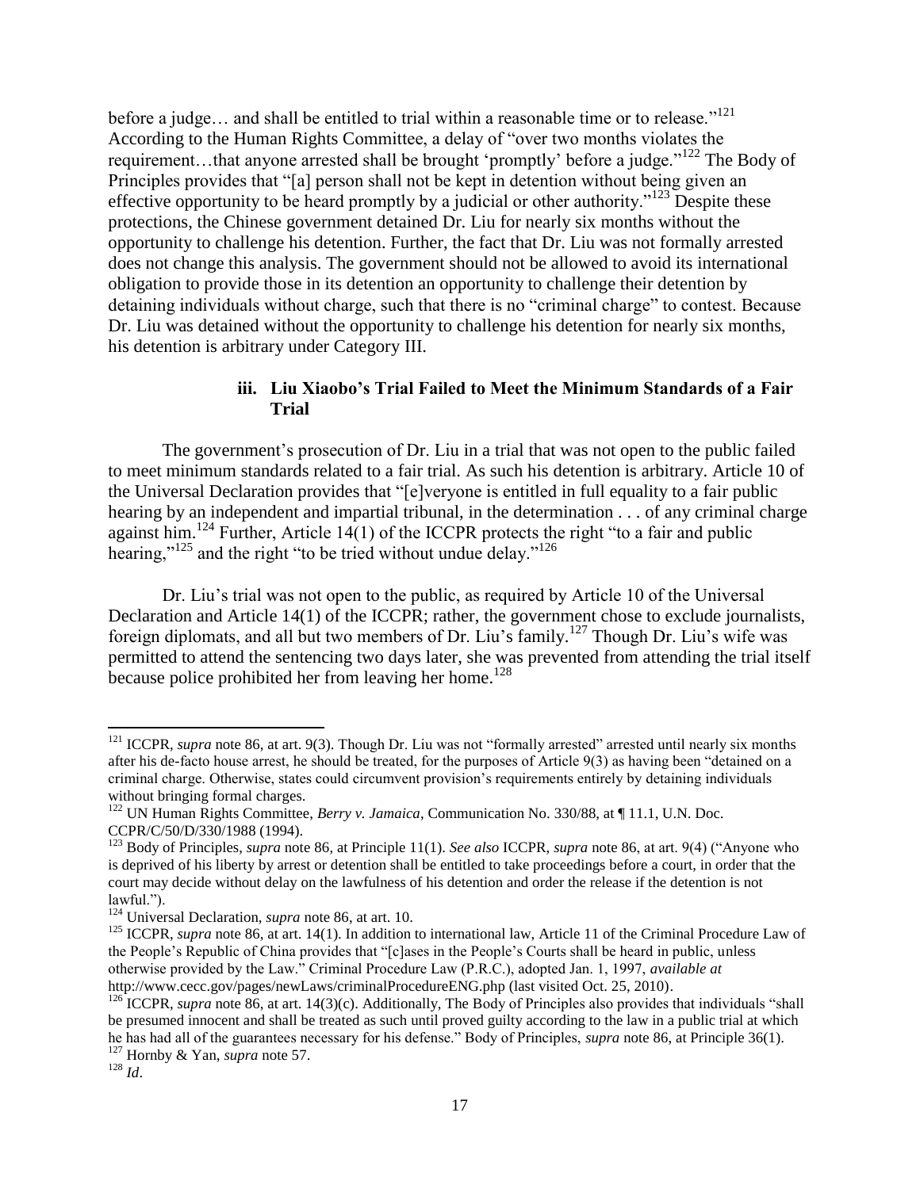before a judge… and shall be entitled to trial within a reasonable time or to release."[121] According to the Human Rights Committee, a delay of "over two months violates the requirement…that anyone arrested shall be brought 'promptly' before a judge."[122] The Body of Principles provides that "[a] person shall not be kept in detention without being given an effective opportunity to be heard promptly by a judicial or other authority."[123] Despite these protections, the Chinese government detained Dr. Liu for nearly six months without the opportunity to challenge his detention. Further, the fact that Dr. Liu was not formally arrested does not change this analysis. The government should not be allowed to avoid its international obligation to provide those in its detention an opportunity to challenge their detention by detaining individuals without charge, such that there is no "criminal charge" to contest. Because Dr. Liu was detained without the opportunity to challenge his detention for nearly six months, his detention is arbitrary under Category III.

#### iii. Liu Xiaobo's Trial Failed to Meet the Minimum Standards of a Fair Trial

The government's prosecution of Dr. Liu in a trial that was not open to the public failed to meet minimum standards related to a fair trial. As such his detention is arbitrary. Article 10 of the Universal Declaration provides that "[e]veryone is entitled in full equality to a fair public hearing by an independent and impartial tribunal, in the determination . . . of any criminal charge against him.[124] Further, Article 14(1) of the ICCPR protects the right "to a fair and public hearing,"[125] and the right "to be tried without undue delay."[126]

Dr. Liu's trial was not open to the public, as required by Article 10 of the Universal Declaration and Article 14(1) of the ICCPR; rather, the government chose to exclude journalists, foreign diplomats, and all but two members of Dr. Liu's family.[127] Though Dr. Liu's wife was permitted to attend the sentencing two days later, she was prevented from attending the trial itself because police prohibited her from leaving her home.[128]

---

[121] ICCPR, *supra* note 86, at art. 9(3). Though Dr. Liu was not "formally arrested" arrested until nearly six months after his de-facto house arrest, he should be treated, for the purposes of Article 9(3) as having been "detained on a criminal charge. Otherwise, states could circumvent provision's requirements entirely by detaining individuals without bringing formal charges.

[122] UN Human Rights Committee, *Berry v. Jamaica*, Communication No. 330/88, at ¶ 11.1, U.N. Doc. CCPR/C/50/D/330/1988 (1994).

[123] Body of Principles, *supra* note 86, at Principle 11(1). *See also* ICCPR, *supra* note 86, at art. 9(4) ("Anyone who is deprived of his liberty by arrest or detention shall be entitled to take proceedings before a court, in order that the court may decide without delay on the lawfulness of his detention and order the release if the detention is not lawful.").

[124] Universal Declaration, *supra* note 86, at art. 10.

[125] ICCPR, *supra* note 86, at art. 14(1). In addition to international law, Article 11 of the Criminal Procedure Law of the People's Republic of China provides that "[c]ases in the People's Courts shall be heard in public, unless otherwise provided by the Law." Criminal Procedure Law (P.R.C.), adopted Jan. 1, 1997, *available at* http://www.cecc.gov/pages/newLaws/criminalProcedureENG.php (last visited Oct. 25, 2010).

[126] ICCPR, *supra* note 86, at art. 14(3)(c). Additionally, The Body of Principles also provides that individuals "shall be presumed innocent and shall be treated as such until proved guilty according to the law in a public trial at which he has had all of the guarantees necessary for his defense." Body of Principles, *supra* note 86, at Principle 36(1).

[127] Hornby & Yan, *supra* note 57.

[128] *Id*.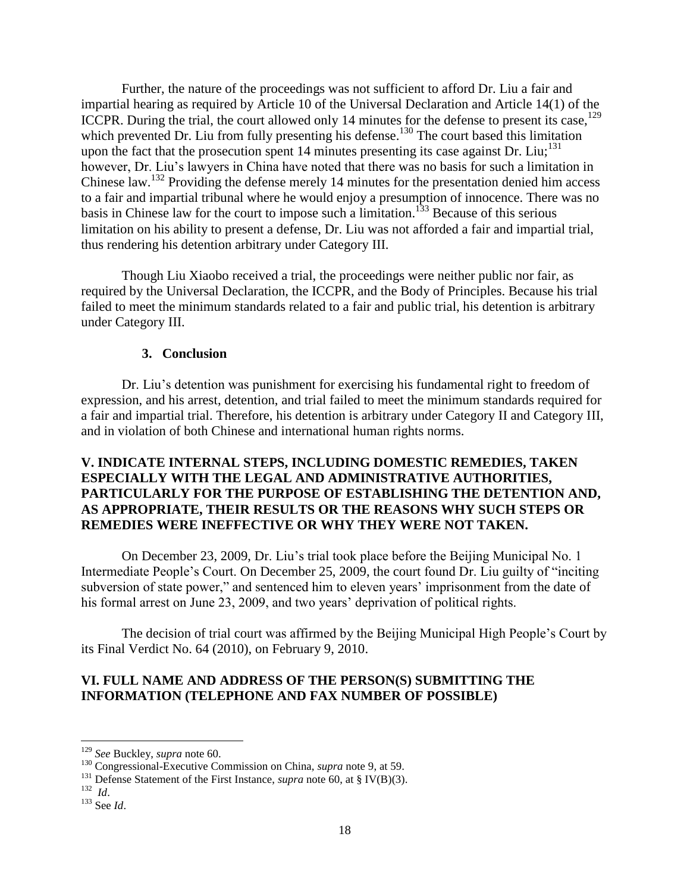Further, the nature of the proceedings was not sufficient to afford Dr. Liu a fair and impartial hearing as required by Article 10 of the Universal Declaration and Article 14(1) of the ICCPR. During the trial, the court allowed only 14 minutes for the defense to present its case,[129] which prevented Dr. Liu from fully presenting his defense.[130] The court based this limitation upon the fact that the prosecution spent 14 minutes presenting its case against Dr. Liu;[131] however, Dr. Liu's lawyers in China have noted that there was no basis for such a limitation in Chinese law.[132] Providing the defense merely 14 minutes for the presentation denied him access to a fair and impartial tribunal where he would enjoy a presumption of innocence. There was no basis in Chinese law for the court to impose such a limitation.[133] Because of this serious limitation on his ability to present a defense, Dr. Liu was not afforded a fair and impartial trial, thus rendering his detention arbitrary under Category III.

Though Liu Xiaobo received a trial, the proceedings were neither public nor fair, as required by the Universal Declaration, the ICCPR, and the Body of Principles. Because his trial failed to meet the minimum standards related to a fair and public trial, his detention is arbitrary under Category III.

### 3. Conclusion

Dr. Liu's detention was punishment for exercising his fundamental right to freedom of expression, and his arrest, detention, and trial failed to meet the minimum standards required for a fair and impartial trial. Therefore, his detention is arbitrary under Category II and Category III, and in violation of both Chinese and international human rights norms.

## V. INDICATE INTERNAL STEPS, INCLUDING DOMESTIC REMEDIES, TAKEN ESPECIALLY WITH THE LEGAL AND ADMINISTRATIVE AUTHORITIES, PARTICULARLY FOR THE PURPOSE OF ESTABLISHING THE DETENTION AND, AS APPROPRIATE, THEIR RESULTS OR THE REASONS WHY SUCH STEPS OR REMEDIES WERE INEFFECTIVE OR WHY THEY WERE NOT TAKEN.

On December 23, 2009, Dr. Liu's trial took place before the Beijing Municipal No. 1 Intermediate People's Court. On December 25, 2009, the court found Dr. Liu guilty of "inciting subversion of state power," and sentenced him to eleven years' imprisonment from the date of his formal arrest on June 23, 2009, and two years' deprivation of political rights.

The decision of trial court was affirmed by the Beijing Municipal High People's Court by its Final Verdict No. 64 (2010), on February 9, 2010.

## VI. FULL NAME AND ADDRESS OF THE PERSON(S) SUBMITTING THE INFORMATION (TELEPHONE AND FAX NUMBER OF POSSIBLE)

---

[129] *See* Buckley, *supra* note 60.

[130] Congressional-Executive Commission on China, *supra* note 9, at 59.

[131] Defense Statement of the First Instance, *supra* note 60, at § IV(B)(3).

[132] *Id*.

[133] See *Id*.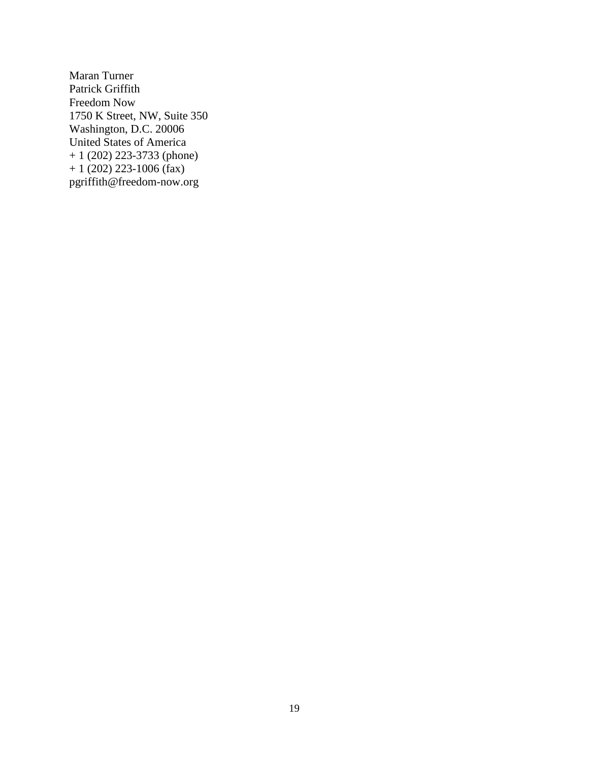Maran Turner  
Patrick Griffith  
Freedom Now  
1750 K Street, NW, Suite 350  
Washington, D.C. 20006  
United States of America  
+ 1 (202) 223-3733 (phone)  
+ 1 (202) 223-1006 (fax)  
pgriffith@freedom-now.org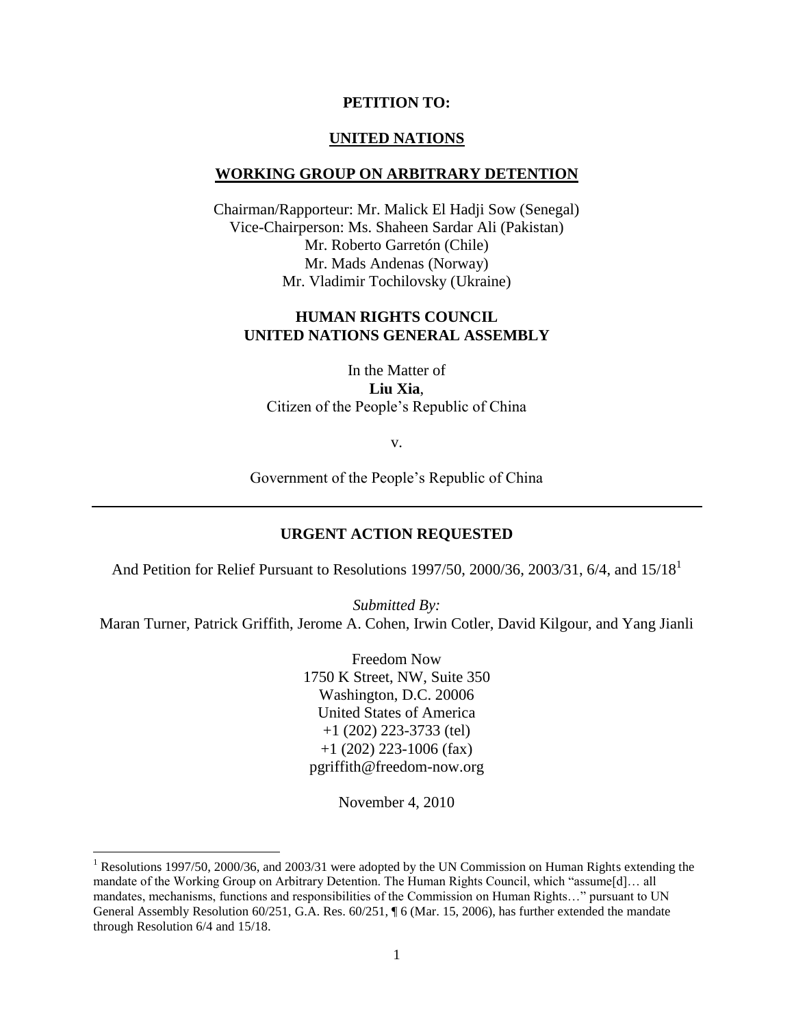**PETITION TO:**

**UNITED NATIONS**

**WORKING GROUP ON ARBITRARY DETENTION**

Chairman/Rapporteur: Mr. Malick El Hadji Sow (Senegal)
Vice-Chairperson: Ms. Shaheen Sardar Ali (Pakistan)
Mr. Roberto Garretón (Chile)
Mr. Mads Andenas (Norway)
Mr. Vladimir Tochilovsky (Ukraine)

**HUMAN RIGHTS COUNCIL**
**UNITED NATIONS GENERAL ASSEMBLY**

In the Matter of
**Liu Xia**,
Citizen of the People's Republic of China

v.

Government of the People's Republic of China

---

**URGENT ACTION REQUESTED**

And Petition for Relief Pursuant to Resolutions 1997/50, 2000/36, 2003/31, 6/4, and 15/18[1]

*Submitted By:*
Maran Turner, Patrick Griffith, Jerome A. Cohen, Irwin Cotler, David Kilgour, and Yang Jianli

Freedom Now
1750 K Street, NW, Suite 350
Washington, D.C. 20006
United States of America
+1 (202) 223-3733 (tel)
+1 (202) 223-1006 (fax)
pgriffith@freedom-now.org

November 4, 2010

[1] Resolutions 1997/50, 2000/36, and 2003/31 were adopted by the UN Commission on Human Rights extending the mandate of the Working Group on Arbitrary Detention. The Human Rights Council, which "assume[d]… all mandates, mechanisms, functions and responsibilities of the Commission on Human Rights…" pursuant to UN General Assembly Resolution 60/251, G.A. Res. 60/251, ¶ 6 (Mar. 15, 2006), has further extended the mandate through Resolution 6/4 and 15/18.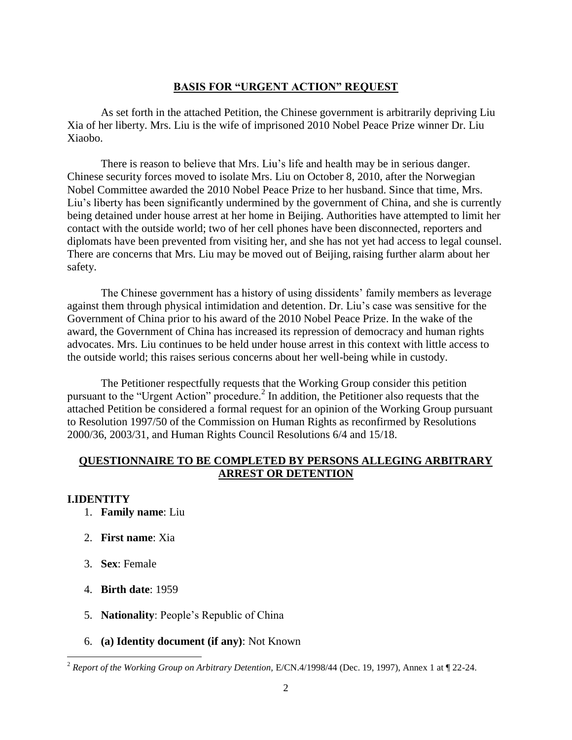## BASIS FOR "URGENT ACTION" REQUEST

As set forth in the attached Petition, the Chinese government is arbitrarily depriving Liu Xia of her liberty. Mrs. Liu is the wife of imprisoned 2010 Nobel Peace Prize winner Dr. Liu Xiaobo.

There is reason to believe that Mrs. Liu's life and health may be in serious danger. Chinese security forces moved to isolate Mrs. Liu on October 8, 2010, after the Norwegian Nobel Committee awarded the 2010 Nobel Peace Prize to her husband. Since that time, Mrs. Liu's liberty has been significantly undermined by the government of China, and she is currently being detained under house arrest at her home in Beijing. Authorities have attempted to limit her contact with the outside world; two of her cell phones have been disconnected, reporters and diplomats have been prevented from visiting her, and she has not yet had access to legal counsel. There are concerns that Mrs. Liu may be moved out of Beijing, raising further alarm about her safety.

The Chinese government has a history of using dissidents' family members as leverage against them through physical intimidation and detention. Dr. Liu's case was sensitive for the Government of China prior to his award of the 2010 Nobel Peace Prize. In the wake of the award, the Government of China has increased its repression of democracy and human rights advocates. Mrs. Liu continues to be held under house arrest in this context with little access to the outside world; this raises serious concerns about her well-being while in custody.

The Petitioner respectfully requests that the Working Group consider this petition pursuant to the "Urgent Action" procedure.[2] In addition, the Petitioner also requests that the attached Petition be considered a formal request for an opinion of the Working Group pursuant to Resolution 1997/50 of the Commission on Human Rights as reconfirmed by Resolutions 2000/36, 2003/31, and Human Rights Council Resolutions 6/4 and 15/18.

## QUESTIONNAIRE TO BE COMPLETED BY PERSONS ALLEGING ARBITRARY ARREST OR DETENTION

### I. IDENTITY

1. **Family name**: Liu
2. **First name**: Xia
3. **Sex**: Female
4. **Birth date**: 1959
5. **Nationality**: People's Republic of China
6. **(a) Identity document (if any)**: Not Known

---

[2] *Report of the Working Group on Arbitrary Detention*, E/CN.4/1998/44 (Dec. 19, 1997), Annex 1 at ¶ 22-24.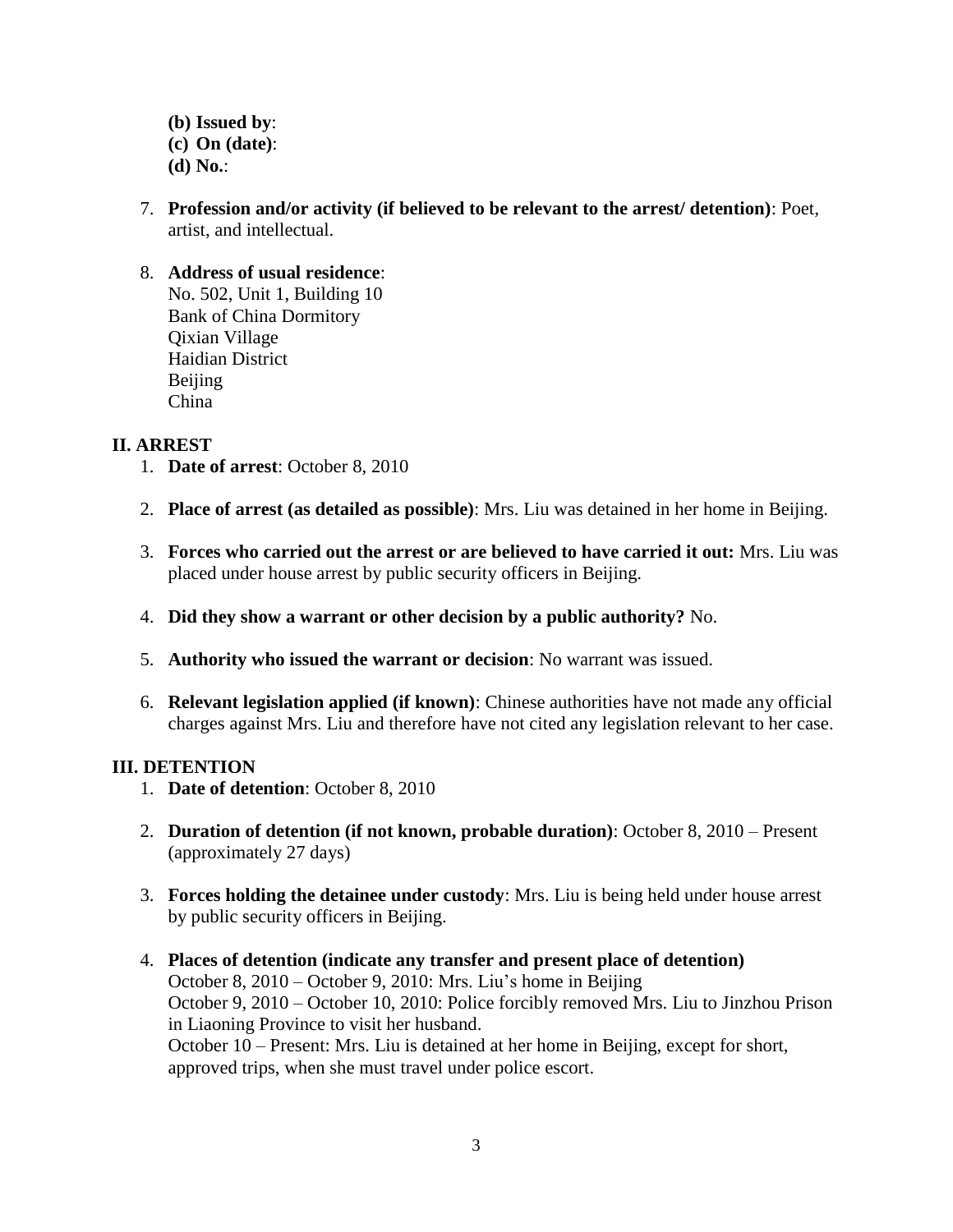**(b) Issued by**:
**(c) On (date)**:
**(d) No.**:

7. **Profession and/or activity (if believed to be relevant to the arrest/ detention)**: Poet, artist, and intellectual.

8. **Address of usual residence**:
   No. 502, Unit 1, Building 10
   Bank of China Dormitory
   Qixian Village
   Haidian District
   Beijing
   China

## II. ARREST

1. **Date of arrest**: October 8, 2010

2. **Place of arrest (as detailed as possible)**: Mrs. Liu was detained in her home in Beijing.

3. **Forces who carried out the arrest or are believed to have carried it out:** Mrs. Liu was placed under house arrest by public security officers in Beijing.

4. **Did they show a warrant or other decision by a public authority?** No.

5. **Authority who issued the warrant or decision**: No warrant was issued.

6. **Relevant legislation applied (if known)**: Chinese authorities have not made any official charges against Mrs. Liu and therefore have not cited any legislation relevant to her case.

## III. DETENTION

1. **Date of detention**: October 8, 2010

2. **Duration of detention (if not known, probable duration)**: October 8, 2010 – Present (approximately 27 days)

3. **Forces holding the detainee under custody**: Mrs. Liu is being held under house arrest by public security officers in Beijing.

4. **Places of detention (indicate any transfer and present place of detention)**
   October 8, 2010 – October 9, 2010: Mrs. Liu's home in Beijing
   October 9, 2010 – October 10, 2010: Police forcibly removed Mrs. Liu to Jinzhou Prison in Liaoning Province to visit her husband.
   October 10 – Present: Mrs. Liu is detained at her home in Beijing, except for short, approved trips, when she must travel under police escort.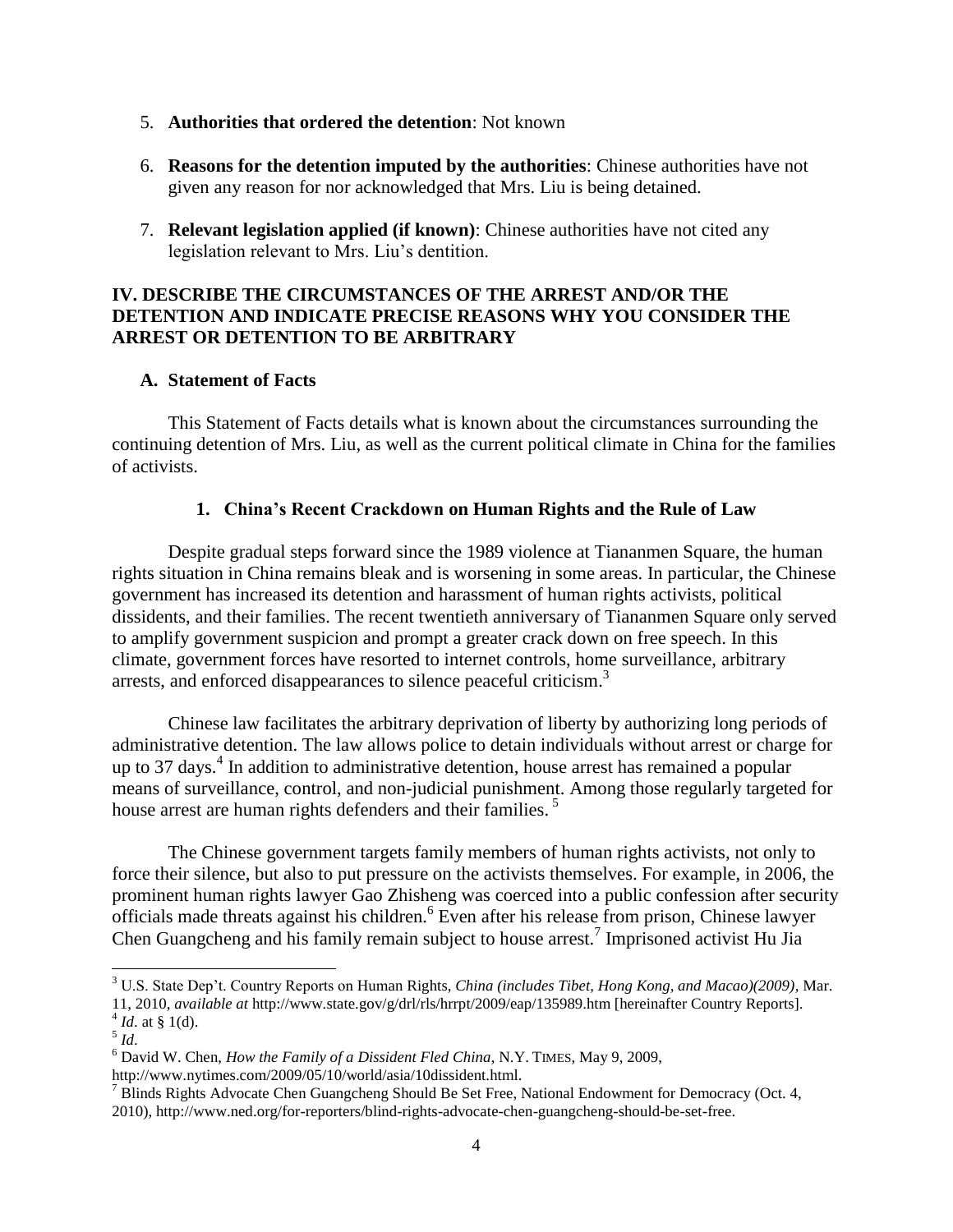5. **Authorities that ordered the detention**: Not known

6. **Reasons for the detention imputed by the authorities**: Chinese authorities have not given any reason for nor acknowledged that Mrs. Liu is being detained.

7. **Relevant legislation applied (if known)**: Chinese authorities have not cited any legislation relevant to Mrs. Liu's dentition.

## IV. DESCRIBE THE CIRCUMSTANCES OF THE ARREST AND/OR THE DETENTION AND INDICATE PRECISE REASONS WHY YOU CONSIDER THE ARREST OR DETENTION TO BE ARBITRARY

### A. Statement of Facts

This Statement of Facts details what is known about the circumstances surrounding the continuing detention of Mrs. Liu, as well as the current political climate in China for the families of activists.

#### 1. China's Recent Crackdown on Human Rights and the Rule of Law

Despite gradual steps forward since the 1989 violence at Tiananmen Square, the human rights situation in China remains bleak and is worsening in some areas. In particular, the Chinese government has increased its detention and harassment of human rights activists, political dissidents, and their families. The recent twentieth anniversary of Tiananmen Square only served to amplify government suspicion and prompt a greater crack down on free speech. In this climate, government forces have resorted to internet controls, home surveillance, arbitrary arrests, and enforced disappearances to silence peaceful criticism.[3]

Chinese law facilitates the arbitrary deprivation of liberty by authorizing long periods of administrative detention. The law allows police to detain individuals without arrest or charge for up to 37 days.[4] In addition to administrative detention, house arrest has remained a popular means of surveillance, control, and non-judicial punishment. Among those regularly targeted for house arrest are human rights defenders and their families.[5]

The Chinese government targets family members of human rights activists, not only to force their silence, but also to put pressure on the activists themselves. For example, in 2006, the prominent human rights lawyer Gao Zhisheng was coerced into a public confession after security officials made threats against his children.[6] Even after his release from prison, Chinese lawyer Chen Guangcheng and his family remain subject to house arrest.[7] Imprisoned activist Hu Jia

---

[3] U.S. State Dep't. Country Reports on Human Rights, *China (includes Tibet, Hong Kong, and Macao)(2009)*, Mar. 11, 2010, *available at* http://www.state.gov/g/drl/rls/hrrpt/2009/eap/135989.htm [hereinafter Country Reports].

[4] *Id*. at § 1(d).

[5] *Id*.

[6] David W. Chen, *How the Family of a Dissident Fled China*, N.Y. TIMES, May 9, 2009, http://www.nytimes.com/2009/05/10/world/asia/10dissident.html.

[7] Blinds Rights Advocate Chen Guangcheng Should Be Set Free, National Endowment for Democracy (Oct. 4, 2010), http://www.ned.org/for-reporters/blind-rights-advocate-chen-guangcheng-should-be-set-free.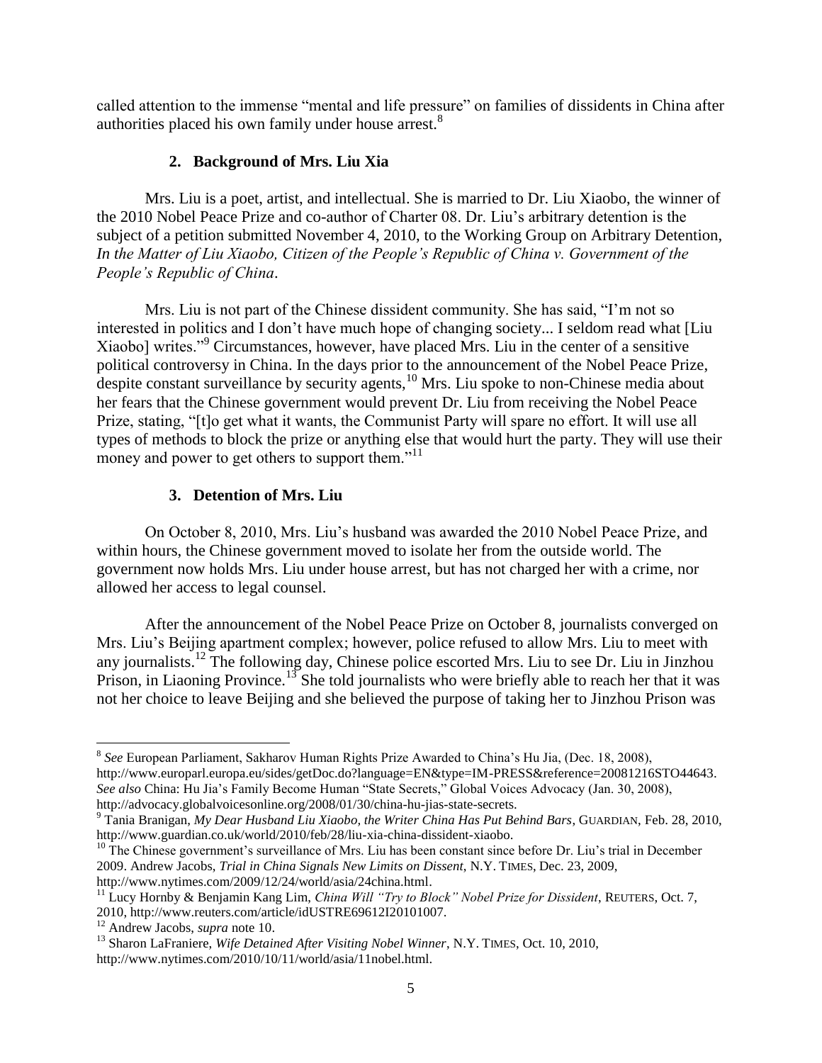called attention to the immense "mental and life pressure" on families of dissidents in China after authorities placed his own family under house arrest.[8]

### 2. Background of Mrs. Liu Xia

Mrs. Liu is a poet, artist, and intellectual. She is married to Dr. Liu Xiaobo, the winner of the 2010 Nobel Peace Prize and co-author of Charter 08. Dr. Liu's arbitrary detention is the subject of a petition submitted November 4, 2010, to the Working Group on Arbitrary Detention, *In the Matter of Liu Xiaobo, Citizen of the People's Republic of China v. Government of the People's Republic of China*.

Mrs. Liu is not part of the Chinese dissident community. She has said, "I'm not so interested in politics and I don't have much hope of changing society... I seldom read what [Liu Xiaobo] writes."[9] Circumstances, however, have placed Mrs. Liu in the center of a sensitive political controversy in China. In the days prior to the announcement of the Nobel Peace Prize, despite constant surveillance by security agents,[10] Mrs. Liu spoke to non-Chinese media about her fears that the Chinese government would prevent Dr. Liu from receiving the Nobel Peace Prize, stating, "[t]o get what it wants, the Communist Party will spare no effort. It will use all types of methods to block the prize or anything else that would hurt the party. They will use their money and power to get others to support them."[11]

### 3. Detention of Mrs. Liu

On October 8, 2010, Mrs. Liu's husband was awarded the 2010 Nobel Peace Prize, and within hours, the Chinese government moved to isolate her from the outside world. The government now holds Mrs. Liu under house arrest, but has not charged her with a crime, nor allowed her access to legal counsel.

After the announcement of the Nobel Peace Prize on October 8, journalists converged on Mrs. Liu's Beijing apartment complex; however, police refused to allow Mrs. Liu to meet with any journalists.[12] The following day, Chinese police escorted Mrs. Liu to see Dr. Liu in Jinzhou Prison, in Liaoning Province.[13] She told journalists who were briefly able to reach her that it was not her choice to leave Beijing and she believed the purpose of taking her to Jinzhou Prison was

---

[8] *See* European Parliament, Sakharov Human Rights Prize Awarded to China's Hu Jia, (Dec. 18, 2008), http://www.europarl.europa.eu/sides/getDoc.do?language=EN&type=IM-PRESS&reference=20081216STO44643. *See also* China: Hu Jia's Family Become Human "State Secrets," Global Voices Advocacy (Jan. 30, 2008), http://advocacy.globalvoicesonline.org/2008/01/30/china-hu-jias-state-secrets.

[9] Tania Branigan, *My Dear Husband Liu Xiaobo, the Writer China Has Put Behind Bars*, GUARDIAN, Feb. 28, 2010, http://www.guardian.co.uk/world/2010/feb/28/liu-xia-china-dissident-xiaobo.

[10] The Chinese government's surveillance of Mrs. Liu has been constant since before Dr. Liu's trial in December 2009. Andrew Jacobs, *Trial in China Signals New Limits on Dissent*, N.Y. TIMES, Dec. 23, 2009, http://www.nytimes.com/2009/12/24/world/asia/24china.html.

[11] Lucy Hornby & Benjamin Kang Lim, *China Will "Try to Block" Nobel Prize for Dissident*, REUTERS, Oct. 7, 2010, http://www.reuters.com/article/idUSTRE69612I20101007.

[12] Andrew Jacobs, *supra* note 10.

[13] Sharon LaFraniere, *Wife Detained After Visiting Nobel Winner*, N.Y. TIMES, Oct. 10, 2010, http://www.nytimes.com/2010/10/11/world/asia/11nobel.html.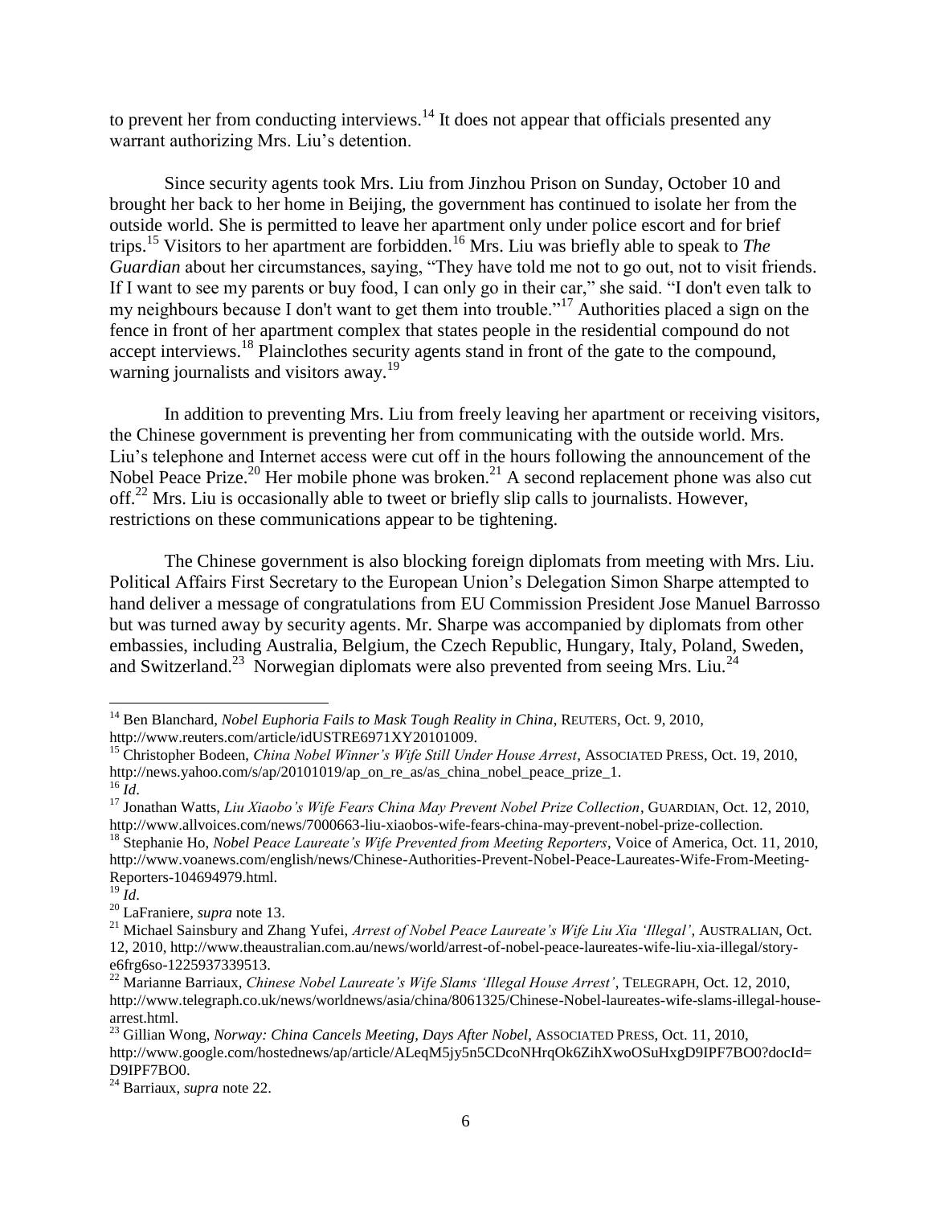to prevent her from conducting interviews.[14] It does not appear that officials presented any warrant authorizing Mrs. Liu's detention.

Since security agents took Mrs. Liu from Jinzhou Prison on Sunday, October 10 and brought her back to her home in Beijing, the government has continued to isolate her from the outside world. She is permitted to leave her apartment only under police escort and for brief trips.[15] Visitors to her apartment are forbidden.[16] Mrs. Liu was briefly able to speak to *The Guardian* about her circumstances, saying, "They have told me not to go out, not to visit friends. If I want to see my parents or buy food, I can only go in their car," she said. "I don't even talk to my neighbours because I don't want to get them into trouble."[17] Authorities placed a sign on the fence in front of her apartment complex that states people in the residential compound do not accept interviews.[18] Plainclothes security agents stand in front of the gate to the compound, warning journalists and visitors away.[19]

In addition to preventing Mrs. Liu from freely leaving her apartment or receiving visitors, the Chinese government is preventing her from communicating with the outside world. Mrs. Liu's telephone and Internet access were cut off in the hours following the announcement of the Nobel Peace Prize.[20] Her mobile phone was broken.[21] A second replacement phone was also cut off.[22] Mrs. Liu is occasionally able to tweet or briefly slip calls to journalists. However, restrictions on these communications appear to be tightening.

The Chinese government is also blocking foreign diplomats from meeting with Mrs. Liu. Political Affairs First Secretary to the European Union's Delegation Simon Sharpe attempted to hand deliver a message of congratulations from EU Commission President Jose Manuel Barrosso but was turned away by security agents. Mr. Sharpe was accompanied by diplomats from other embassies, including Australia, Belgium, the Czech Republic, Hungary, Italy, Poland, Sweden, and Switzerland.[23] Norwegian diplomats were also prevented from seeing Mrs. Liu.[24]

---

[14] Ben Blanchard, *Nobel Euphoria Fails to Mask Tough Reality in China*, REUTERS, Oct. 9, 2010, http://www.reuters.com/article/idUSTRE6971XY20101009.

[15] Christopher Bodeen, *China Nobel Winner's Wife Still Under House Arrest*, ASSOCIATED PRESS, Oct. 19, 2010, http://news.yahoo.com/s/ap/20101019/ap_on_re_as/as_china_nobel_peace_prize_1.

[16] *Id*.

[17] Jonathan Watts, *Liu Xiaobo's Wife Fears China May Prevent Nobel Prize Collection*, GUARDIAN, Oct. 12, 2010, http://www.allvoices.com/news/7000663-liu-xiaobos-wife-fears-china-may-prevent-nobel-prize-collection.

[18] Stephanie Ho, *Nobel Peace Laureate's Wife Prevented from Meeting Reporters*, Voice of America, Oct. 11, 2010, http://www.voanews.com/english/news/Chinese-Authorities-Prevent-Nobel-Peace-Laureates-Wife-From-Meeting-Reporters-104694979.html.

[19] *Id*.

[20] LaFraniere, *supra* note 13.

[21] Michael Sainsbury and Zhang Yufei, *Arrest of Nobel Peace Laureate's Wife Liu Xia 'Illegal'*, AUSTRALIAN, Oct. 12, 2010, http://www.theaustralian.com.au/news/world/arrest-of-nobel-peace-laureates-wife-liu-xia-illegal/story-e6frg6so-1225937339513.

[22] Marianne Barriaux, *Chinese Nobel Laureate's Wife Slams 'Illegal House Arrest'*, TELEGRAPH, Oct. 12, 2010, http://www.telegraph.co.uk/news/worldnews/asia/china/8061325/Chinese-Nobel-laureates-wife-slams-illegal-house-arrest.html.

[23] Gillian Wong, *Norway: China Cancels Meeting, Days After Nobel*, ASSOCIATED PRESS, Oct. 11, 2010, http://www.google.com/hostednews/ap/article/ALeqM5jy5n5CDcoNHrqOk6ZihXwoOSuHxgD9IPF7BO0?docId=D9IPF7BO0.

[24] Barriaux, *supra* note 22.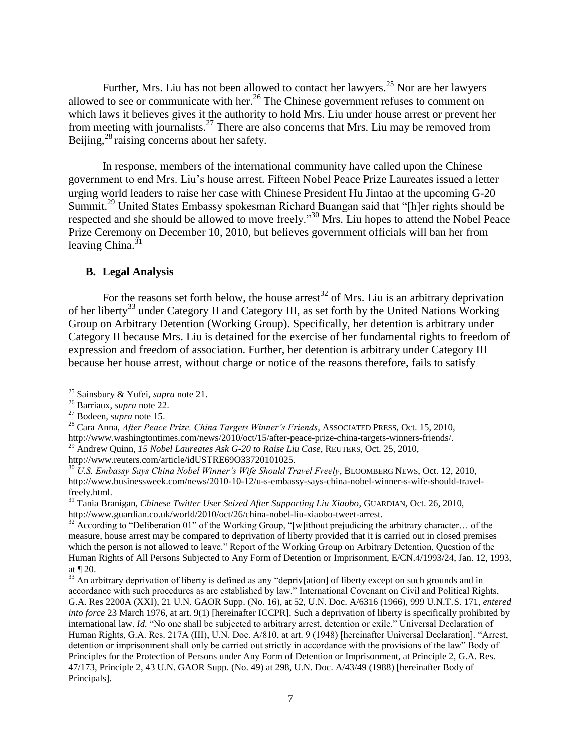Further, Mrs. Liu has not been allowed to contact her lawyers.[25] Nor are her lawyers allowed to see or communicate with her.[26] The Chinese government refuses to comment on which laws it believes gives it the authority to hold Mrs. Liu under house arrest or prevent her from meeting with journalists.[27] There are also concerns that Mrs. Liu may be removed from Beijing,[28] raising concerns about her safety.

In response, members of the international community have called upon the Chinese government to end Mrs. Liu's house arrest. Fifteen Nobel Peace Prize Laureates issued a letter urging world leaders to raise her case with Chinese President Hu Jintao at the upcoming G-20 Summit.[29] United States Embassy spokesman Richard Buangan said that "[h]er rights should be respected and she should be allowed to move freely."[30] Mrs. Liu hopes to attend the Nobel Peace Prize Ceremony on December 10, 2010, but believes government officials will ban her from leaving China.[31]

## B. Legal Analysis

For the reasons set forth below, the house arrest[32] of Mrs. Liu is an arbitrary deprivation of her liberty[33] under Category II and Category III, as set forth by the United Nations Working Group on Arbitrary Detention (Working Group). Specifically, her detention is arbitrary under Category II because Mrs. Liu is detained for the exercise of her fundamental rights to freedom of expression and freedom of association. Further, her detention is arbitrary under Category III because her house arrest, without charge or notice of the reasons therefore, fails to satisfy

---

[25] Sainsbury & Yufei, *supra* note 21.

[26] Barriaux, *supra* note 22.

[27] Bodeen, *supra* note 15.

[28] Cara Anna, *After Peace Prize, China Targets Winner's Friends*, ASSOCIATED PRESS, Oct. 15, 2010, http://www.washingtontimes.com/news/2010/oct/15/after-peace-prize-china-targets-winners-friends/.

[29] Andrew Quinn, *15 Nobel Laureates Ask G-20 to Raise Liu Case*, REUTERS, Oct. 25, 2010, http://www.reuters.com/article/idUSTRE69O33720101025.

[30] *U.S. Embassy Says China Nobel Winner's Wife Should Travel Freely*, BLOOMBERG NEWS, Oct. 12, 2010, http://www.businessweek.com/news/2010-10-12/u-s-embassy-says-china-nobel-winner-s-wife-should-travel-freely.html.

[31] Tania Branigan, *Chinese Twitter User Seized After Supporting Liu Xiaobo*, GUARDIAN, Oct. 26, 2010, http://www.guardian.co.uk/world/2010/oct/26/china-nobel-liu-xiaobo-tweet-arrest.

[32] According to "Deliberation 01" of the Working Group, "[w]ithout prejudicing the arbitrary character… of the measure, house arrest may be compared to deprivation of liberty provided that it is carried out in closed premises which the person is not allowed to leave." Report of the Working Group on Arbitrary Detention, Question of the Human Rights of All Persons Subjected to Any Form of Detention or Imprisonment, E/CN.4/1993/24, Jan. 12, 1993, at ¶ 20.

[33] An arbitrary deprivation of liberty is defined as any "depriv[ation] of liberty except on such grounds and in accordance with such procedures as are established by law." International Covenant on Civil and Political Rights, G.A. Res 2200A (XXI), 21 U.N. GAOR Supp. (No. 16), at 52, U.N. Doc. A/6316 (1966), 999 U.N.T.S. 171, *entered into force* 23 March 1976, at art. 9(1) [hereinafter ICCPR]. Such a deprivation of liberty is specifically prohibited by international law. *Id.* "No one shall be subjected to arbitrary arrest, detention or exile." Universal Declaration of Human Rights, G.A. Res. 217A (III), U.N. Doc. A/810, at art. 9 (1948) [hereinafter Universal Declaration]. "Arrest, detention or imprisonment shall only be carried out strictly in accordance with the provisions of the law" Body of Principles for the Protection of Persons under Any Form of Detention or Imprisonment, at Principle 2, G.A. Res. 47/173, Principle 2, 43 U.N. GAOR Supp. (No. 49) at 298, U.N. Doc. A/43/49 (1988) [hereinafter Body of Principals].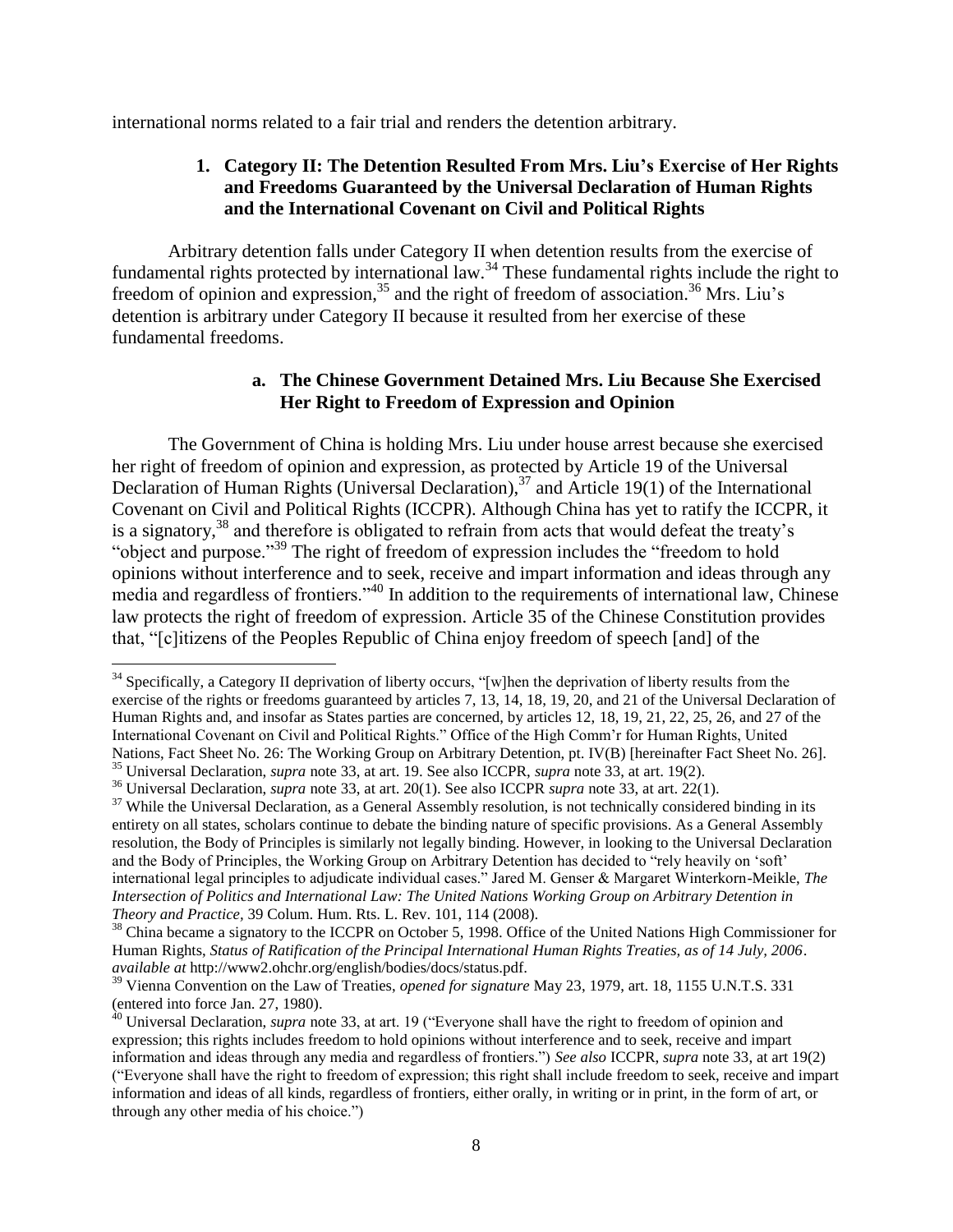international norms related to a fair trial and renders the detention arbitrary.

### 1. Category II: The Detention Resulted From Mrs. Liu's Exercise of Her Rights and Freedoms Guaranteed by the Universal Declaration of Human Rights and the International Covenant on Civil and Political Rights

Arbitrary detention falls under Category II when detention results from the exercise of fundamental rights protected by international law.[34] These fundamental rights include the right to freedom of opinion and expression,[35] and the right of freedom of association.[36] Mrs. Liu's detention is arbitrary under Category II because it resulted from her exercise of these fundamental freedoms.

#### a. The Chinese Government Detained Mrs. Liu Because She Exercised Her Right to Freedom of Expression and Opinion

The Government of China is holding Mrs. Liu under house arrest because she exercised her right of freedom of opinion and expression, as protected by Article 19 of the Universal Declaration of Human Rights (Universal Declaration),[37] and Article 19(1) of the International Covenant on Civil and Political Rights (ICCPR). Although China has yet to ratify the ICCPR, it is a signatory,[38] and therefore is obligated to refrain from acts that would defeat the treaty's "object and purpose."[39] The right of freedom of expression includes the "freedom to hold opinions without interference and to seek, receive and impart information and ideas through any media and regardless of frontiers."[40] In addition to the requirements of international law, Chinese law protects the right of freedom of expression. Article 35 of the Chinese Constitution provides that, "[c]itizens of the Peoples Republic of China enjoy freedom of speech [and] of the

---

[34] Specifically, a Category II deprivation of liberty occurs, "[w]hen the deprivation of liberty results from the exercise of the rights or freedoms guaranteed by articles 7, 13, 14, 18, 19, 20, and 21 of the Universal Declaration of Human Rights and, and insofar as States parties are concerned, by articles 12, 18, 19, 21, 22, 25, 26, and 27 of the International Covenant on Civil and Political Rights." Office of the High Comm'r for Human Rights, United Nations, Fact Sheet No. 26: The Working Group on Arbitrary Detention, pt. IV(B) [hereinafter Fact Sheet No. 26].

[35] Universal Declaration, *supra* note 33, at art. 19. See also ICCPR, *supra* note 33, at art. 19(2).

[36] Universal Declaration, *supra* note 33, at art. 20(1). See also ICCPR *supra* note 33, at art. 22(1).

[37] While the Universal Declaration, as a General Assembly resolution, is not technically considered binding in its entirety on all states, scholars continue to debate the binding nature of specific provisions. As a General Assembly resolution, the Body of Principles is similarly not legally binding. However, in looking to the Universal Declaration and the Body of Principles, the Working Group on Arbitrary Detention has decided to "rely heavily on 'soft' international legal principles to adjudicate individual cases." Jared M. Genser & Margaret Winterkorn-Meikle, *The Intersection of Politics and International Law: The United Nations Working Group on Arbitrary Detention in Theory and Practice*, 39 Colum. Hum. Rts. L. Rev. 101, 114 (2008).

[38] China became a signatory to the ICCPR on October 5, 1998. Office of the United Nations High Commissioner for Human Rights, *Status of Ratification of the Principal International Human Rights Treaties, as of 14 July, 2006*. *available at* http://www2.ohchr.org/english/bodies/docs/status.pdf.

[39] Vienna Convention on the Law of Treaties, *opened for signature* May 23, 1979, art. 18, 1155 U.N.T.S. 331 (entered into force Jan. 27, 1980).

[40] Universal Declaration, *supra* note 33, at art. 19 ("Everyone shall have the right to freedom of opinion and expression; this rights includes freedom to hold opinions without interference and to seek, receive and impart information and ideas through any media and regardless of frontiers.") *See also* ICCPR, *supra* note 33, at art 19(2) ("Everyone shall have the right to freedom of expression; this right shall include freedom to seek, receive and impart information and ideas of all kinds, regardless of frontiers, either orally, in writing or in print, in the form of art, or through any other media of his choice.")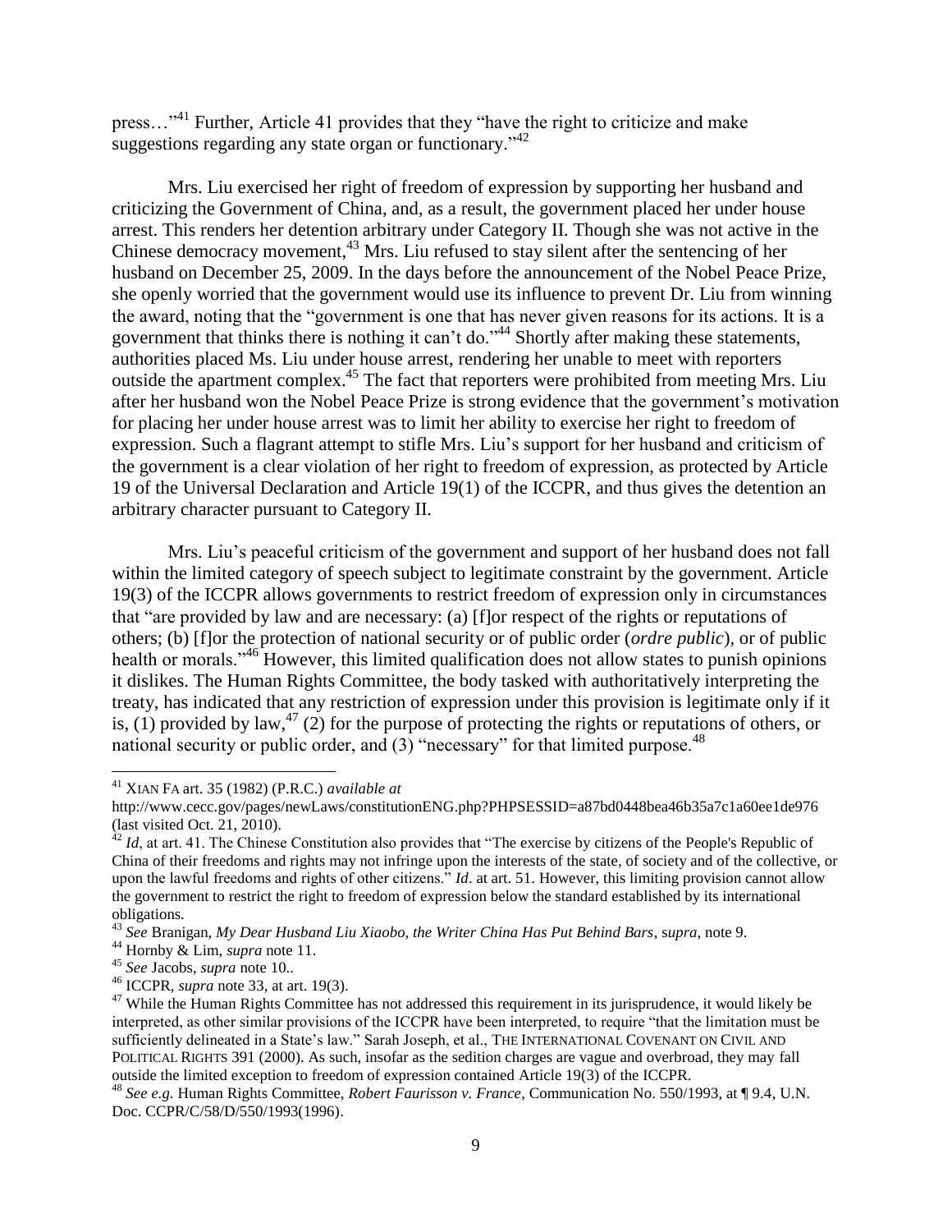press…"[41] Further, Article 41 provides that they "have the right to criticize and make suggestions regarding any state organ or functionary."[42]

Mrs. Liu exercised her right of freedom of expression by supporting her husband and criticizing the Government of China, and, as a result, the government placed her under house arrest. This renders her detention arbitrary under Category II. Though she was not active in the Chinese democracy movement,[43] Mrs. Liu refused to stay silent after the sentencing of her husband on December 25, 2009. In the days before the announcement of the Nobel Peace Prize, she openly worried that the government would use its influence to prevent Dr. Liu from winning the award, noting that the "government is one that has never given reasons for its actions. It is a government that thinks there is nothing it can't do."[44] Shortly after making these statements, authorities placed Ms. Liu under house arrest, rendering her unable to meet with reporters outside the apartment complex.[45] The fact that reporters were prohibited from meeting Mrs. Liu after her husband won the Nobel Peace Prize is strong evidence that the government's motivation for placing her under house arrest was to limit her ability to exercise her right to freedom of expression. Such a flagrant attempt to stifle Mrs. Liu's support for her husband and criticism of the government is a clear violation of her right to freedom of expression, as protected by Article 19 of the Universal Declaration and Article 19(1) of the ICCPR, and thus gives the detention an arbitrary character pursuant to Category II.

Mrs. Liu's peaceful criticism of the government and support of her husband does not fall within the limited category of speech subject to legitimate constraint by the government. Article 19(3) of the ICCPR allows governments to restrict freedom of expression only in circumstances that "are provided by law and are necessary: (a) [f]or respect of the rights or reputations of others; (b) [f]or the protection of national security or of public order (*ordre public*), or of public health or morals."[46] However, this limited qualification does not allow states to punish opinions it dislikes. The Human Rights Committee, the body tasked with authoritatively interpreting the treaty, has indicated that any restriction of expression under this provision is legitimate only if it is, (1) provided by law,[47] (2) for the purpose of protecting the rights or reputations of others, or national security or public order, and (3) "necessary" for that limited purpose.[48]

---

[41] XIAN FA art. 35 (1982) (P.R.C.) *available at* http://www.cecc.gov/pages/newLaws/constitutionENG.php?PHPSESSID=a87bd0448bea46b35a7c1a60ee1de976 (last visited Oct. 21, 2010).

[42] *Id*, at art. 41. The Chinese Constitution also provides that "The exercise by citizens of the People's Republic of China of their freedoms and rights may not infringe upon the interests of the state, of society and of the collective, or upon the lawful freedoms and rights of other citizens." *Id*. at art. 51. However, this limiting provision cannot allow the government to restrict the right to freedom of expression below the standard established by its international obligations.

[43] *See* Branigan, *My Dear Husband Liu Xiaobo, the Writer China Has Put Behind Bars*, s*upra*, note 9.

[44] Hornby & Lim, *supra* note 11.

[45] *See* Jacobs, *supra* note 10..

[46] ICCPR, *supra* note 33, at art. 19(3).

[47] While the Human Rights Committee has not addressed this requirement in its jurisprudence, it would likely be interpreted, as other similar provisions of the ICCPR have been interpreted, to require "that the limitation must be sufficiently delineated in a State's law." Sarah Joseph, et al., THE INTERNATIONAL COVENANT ON CIVIL AND POLITICAL RIGHTS 391 (2000). As such, insofar as the sedition charges are vague and overbroad, they may fall outside the limited exception to freedom of expression contained Article 19(3) of the ICCPR.

[48] *See e.g.* Human Rights Committee, *Robert Faurisson v. France*, Communication No. 550/1993, at ¶ 9.4, U.N. Doc. CCPR/C/58/D/550/1993(1996).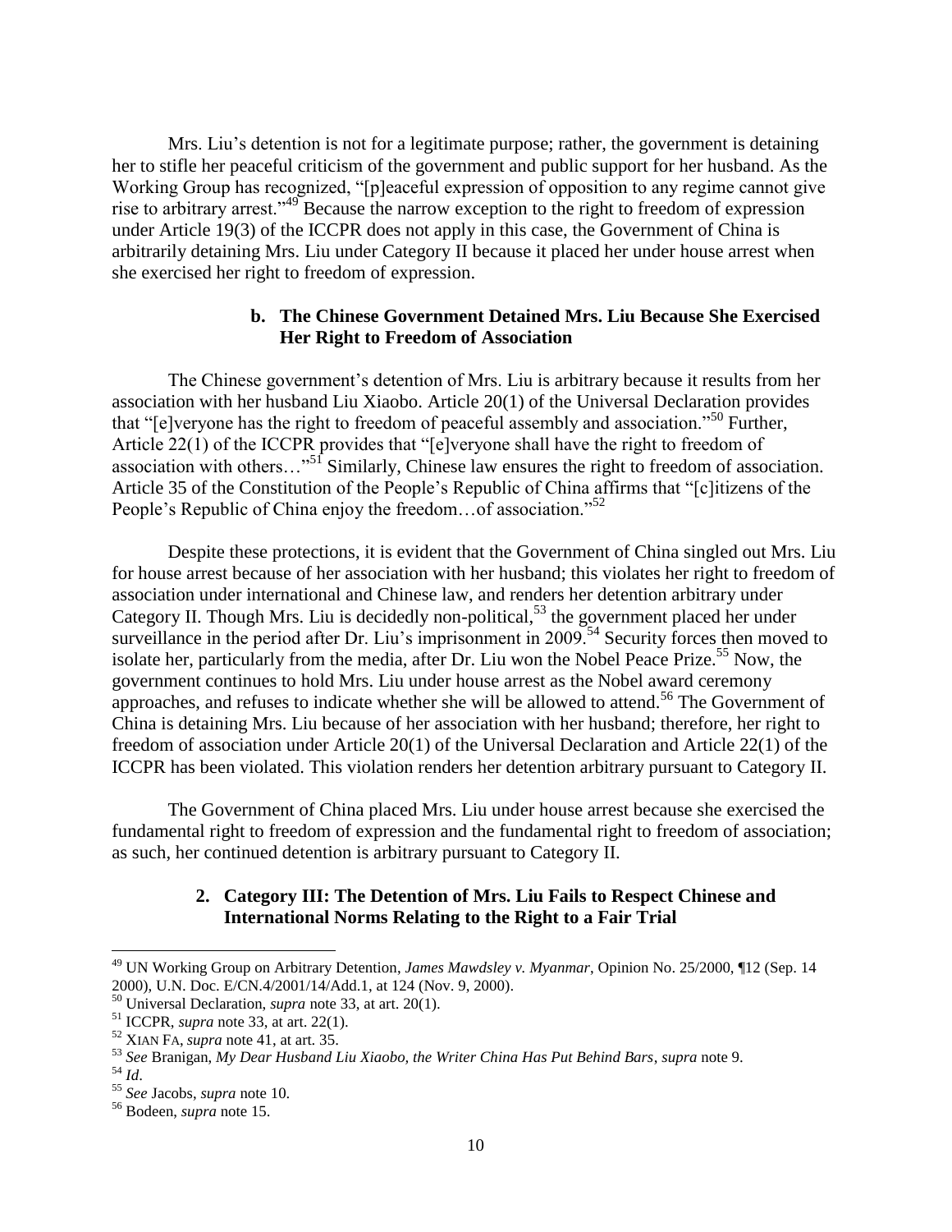Mrs. Liu's detention is not for a legitimate purpose; rather, the government is detaining her to stifle her peaceful criticism of the government and public support for her husband. As the Working Group has recognized, "[p]eaceful expression of opposition to any regime cannot give rise to arbitrary arrest."[49] Because the narrow exception to the right to freedom of expression under Article 19(3) of the ICCPR does not apply in this case, the Government of China is arbitrarily detaining Mrs. Liu under Category II because it placed her under house arrest when she exercised her right to freedom of expression.

#### b. The Chinese Government Detained Mrs. Liu Because She Exercised Her Right to Freedom of Association

The Chinese government's detention of Mrs. Liu is arbitrary because it results from her association with her husband Liu Xiaobo. Article 20(1) of the Universal Declaration provides that "[e]veryone has the right to freedom of peaceful assembly and association."[50] Further, Article 22(1) of the ICCPR provides that "[e]veryone shall have the right to freedom of association with others…"[51] Similarly, Chinese law ensures the right to freedom of association. Article 35 of the Constitution of the People's Republic of China affirms that "[c]itizens of the People's Republic of China enjoy the freedom…of association."[52]

Despite these protections, it is evident that the Government of China singled out Mrs. Liu for house arrest because of her association with her husband; this violates her right to freedom of association under international and Chinese law, and renders her detention arbitrary under Category II. Though Mrs. Liu is decidedly non-political,[53] the government placed her under surveillance in the period after Dr. Liu's imprisonment in 2009.[54] Security forces then moved to isolate her, particularly from the media, after Dr. Liu won the Nobel Peace Prize.[55] Now, the government continues to hold Mrs. Liu under house arrest as the Nobel award ceremony approaches, and refuses to indicate whether she will be allowed to attend.[56] The Government of China is detaining Mrs. Liu because of her association with her husband; therefore, her right to freedom of association under Article 20(1) of the Universal Declaration and Article 22(1) of the ICCPR has been violated. This violation renders her detention arbitrary pursuant to Category II.

The Government of China placed Mrs. Liu under house arrest because she exercised the fundamental right to freedom of expression and the fundamental right to freedom of association; as such, her continued detention is arbitrary pursuant to Category II.

### 2. Category III: The Detention of Mrs. Liu Fails to Respect Chinese and International Norms Relating to the Right to a Fair Trial

---

[49] UN Working Group on Arbitrary Detention, *James Mawdsley v. Myanmar*, Opinion No. 25/2000, ¶12 (Sep. 14 2000), U.N. Doc. E/CN.4/2001/14/Add.1, at 124 (Nov. 9, 2000).

[50] Universal Declaration, *supra* note 33, at art. 20(1).

[51] ICCPR, *supra* note 33, at art. 22(1).

[52] XIAN FA, *supra* note 41, at art. 35.

[53] *See* Branigan, *My Dear Husband Liu Xiaobo, the Writer China Has Put Behind Bars*, *supra* note 9.

[54] *Id*.

[55] *See* Jacobs, *supra* note 10.

[56] Bodeen, *supra* note 15.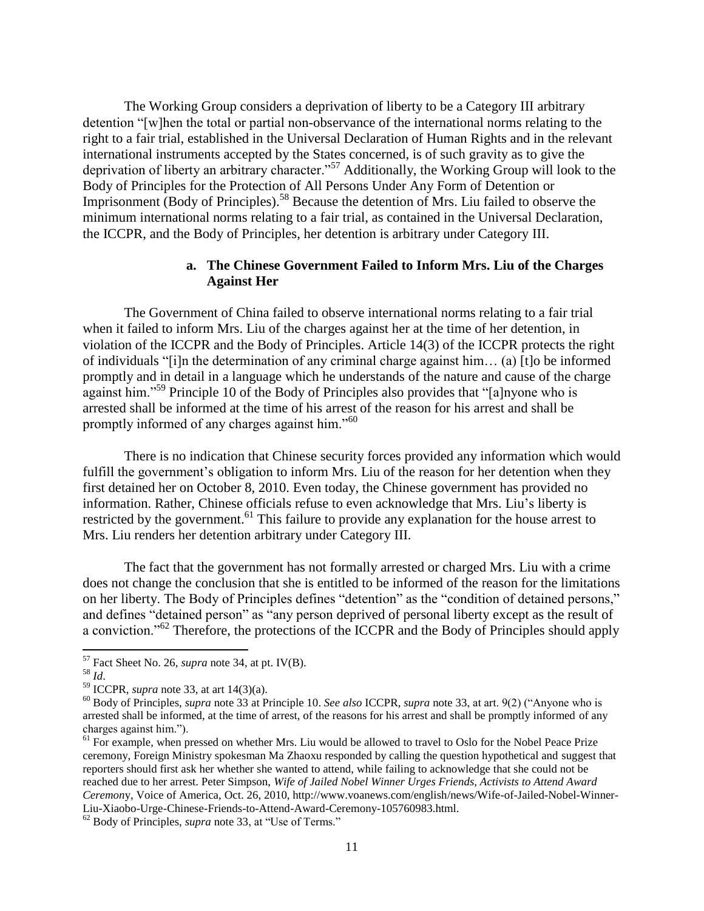The Working Group considers a deprivation of liberty to be a Category III arbitrary detention "[w]hen the total or partial non-observance of the international norms relating to the right to a fair trial, established in the Universal Declaration of Human Rights and in the relevant international instruments accepted by the States concerned, is of such gravity as to give the deprivation of liberty an arbitrary character."[57] Additionally, the Working Group will look to the Body of Principles for the Protection of All Persons Under Any Form of Detention or Imprisonment (Body of Principles).[58] Because the detention of Mrs. Liu failed to observe the minimum international norms relating to a fair trial, as contained in the Universal Declaration, the ICCPR, and the Body of Principles, her detention is arbitrary under Category III.

#### a. The Chinese Government Failed to Inform Mrs. Liu of the Charges Against Her

The Government of China failed to observe international norms relating to a fair trial when it failed to inform Mrs. Liu of the charges against her at the time of her detention, in violation of the ICCPR and the Body of Principles. Article 14(3) of the ICCPR protects the right of individuals "[i]n the determination of any criminal charge against him… (a) [t]o be informed promptly and in detail in a language which he understands of the nature and cause of the charge against him."[59] Principle 10 of the Body of Principles also provides that "[a]nyone who is arrested shall be informed at the time of his arrest of the reason for his arrest and shall be promptly informed of any charges against him."[60]

There is no indication that Chinese security forces provided any information which would fulfill the government's obligation to inform Mrs. Liu of the reason for her detention when they first detained her on October 8, 2010. Even today, the Chinese government has provided no information. Rather, Chinese officials refuse to even acknowledge that Mrs. Liu's liberty is restricted by the government.[61] This failure to provide any explanation for the house arrest to Mrs. Liu renders her detention arbitrary under Category III.

The fact that the government has not formally arrested or charged Mrs. Liu with a crime does not change the conclusion that she is entitled to be informed of the reason for the limitations on her liberty. The Body of Principles defines "detention" as the "condition of detained persons," and defines "detained person" as "any person deprived of personal liberty except as the result of a conviction."[62] Therefore, the protections of the ICCPR and the Body of Principles should apply

---

[57] Fact Sheet No. 26, *supra* note 34, at pt. IV(B).

[58] *Id*.

[59] ICCPR, *supra* note 33, at art 14(3)(a).

[60] Body of Principles, *supra* note 33 at Principle 10. *See also* ICCPR, *supra* note 33, at art. 9(2) ("Anyone who is arrested shall be informed, at the time of arrest, of the reasons for his arrest and shall be promptly informed of any charges against him.").

[61] For example, when pressed on whether Mrs. Liu would be allowed to travel to Oslo for the Nobel Peace Prize ceremony, Foreign Ministry spokesman Ma Zhaoxu responded by calling the question hypothetical and suggest that reporters should first ask her whether she wanted to attend, while failing to acknowledge that she could not be reached due to her arrest. Peter Simpson, *Wife of Jailed Nobel Winner Urges Friends, Activists to Attend Award Ceremony*, Voice of America, Oct. 26, 2010, http://www.voanews.com/english/news/Wife-of-Jailed-Nobel-Winner-Liu-Xiaobo-Urge-Chinese-Friends-to-Attend-Award-Ceremony-105760983.html.

[62] Body of Principles, *supra* note 33, at "Use of Terms."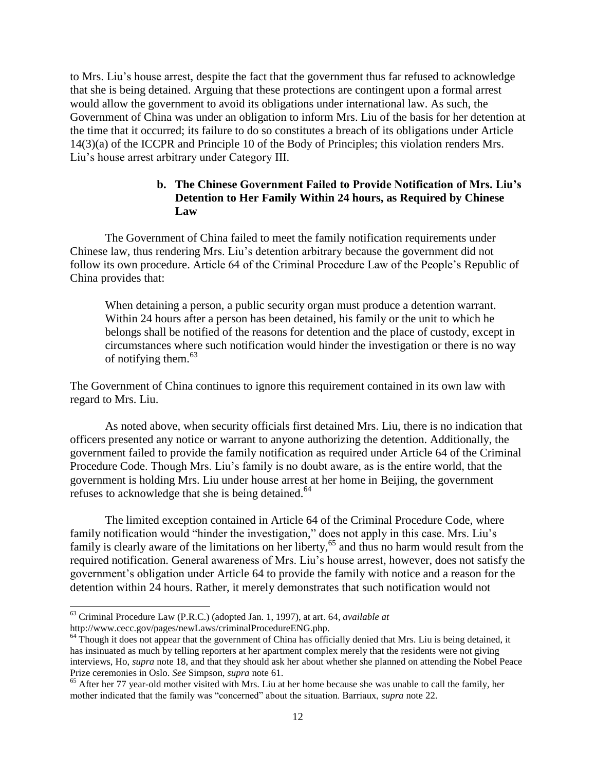to Mrs. Liu's house arrest, despite the fact that the government thus far refused to acknowledge that she is being detained. Arguing that these protections are contingent upon a formal arrest would allow the government to avoid its obligations under international law. As such, the Government of China was under an obligation to inform Mrs. Liu of the basis for her detention at the time that it occurred; its failure to do so constitutes a breach of its obligations under Article 14(3)(a) of the ICCPR and Principle 10 of the Body of Principles; this violation renders Mrs. Liu's house arrest arbitrary under Category III.

#### b. The Chinese Government Failed to Provide Notification of Mrs. Liu's Detention to Her Family Within 24 hours, as Required by Chinese Law

The Government of China failed to meet the family notification requirements under Chinese law, thus rendering Mrs. Liu's detention arbitrary because the government did not follow its own procedure. Article 64 of the Criminal Procedure Law of the People's Republic of China provides that:

> When detaining a person, a public security organ must produce a detention warrant. Within 24 hours after a person has been detained, his family or the unit to which he belongs shall be notified of the reasons for detention and the place of custody, except in circumstances where such notification would hinder the investigation or there is no way of notifying them.[63]

The Government of China continues to ignore this requirement contained in its own law with regard to Mrs. Liu.

As noted above, when security officials first detained Mrs. Liu, there is no indication that officers presented any notice or warrant to anyone authorizing the detention. Additionally, the government failed to provide the family notification as required under Article 64 of the Criminal Procedure Code. Though Mrs. Liu's family is no doubt aware, as is the entire world, that the government is holding Mrs. Liu under house arrest at her home in Beijing, the government refuses to acknowledge that she is being detained.[64]

The limited exception contained in Article 64 of the Criminal Procedure Code, where family notification would "hinder the investigation," does not apply in this case. Mrs. Liu's family is clearly aware of the limitations on her liberty,[65] and thus no harm would result from the required notification. General awareness of Mrs. Liu's house arrest, however, does not satisfy the government's obligation under Article 64 to provide the family with notice and a reason for the detention within 24 hours. Rather, it merely demonstrates that such notification would not

---

[63] Criminal Procedure Law (P.R.C.) (adopted Jan. 1, 1997), at art. 64, *available at* http://www.cecc.gov/pages/newLaws/criminalProcedureENG.php.

[64] Though it does not appear that the government of China has officially denied that Mrs. Liu is being detained, it has insinuated as much by telling reporters at her apartment complex merely that the residents were not giving interviews, Ho, *supra* note 18, and that they should ask her about whether she planned on attending the Nobel Peace Prize ceremonies in Oslo. *See* Simpson, *supra* note 61.

[65] After her 77 year-old mother visited with Mrs. Liu at her home because she was unable to call the family, her mother indicated that the family was "concerned" about the situation. Barriaux, *supra* note 22.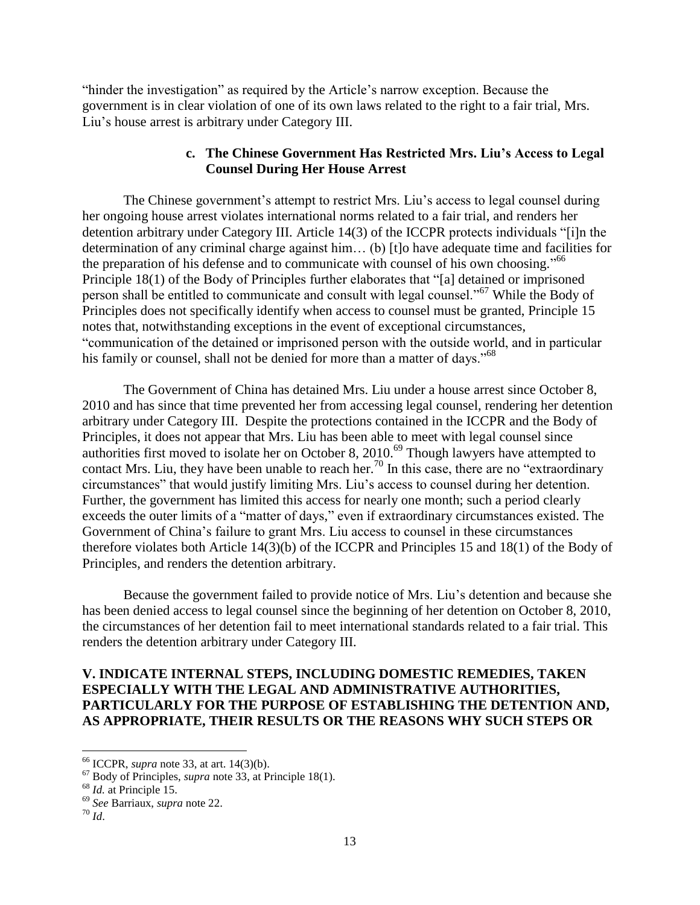"hinder the investigation" as required by the Article's narrow exception. Because the government is in clear violation of one of its own laws related to the right to a fair trial, Mrs. Liu's house arrest is arbitrary under Category III.

### c. The Chinese Government Has Restricted Mrs. Liu's Access to Legal Counsel During Her House Arrest

The Chinese government's attempt to restrict Mrs. Liu's access to legal counsel during her ongoing house arrest violates international norms related to a fair trial, and renders her detention arbitrary under Category III. Article 14(3) of the ICCPR protects individuals "[i]n the determination of any criminal charge against him… (b) [t]o have adequate time and facilities for the preparation of his defense and to communicate with counsel of his own choosing."[66] Principle 18(1) of the Body of Principles further elaborates that "[a] detained or imprisoned person shall be entitled to communicate and consult with legal counsel."[67] While the Body of Principles does not specifically identify when access to counsel must be granted, Principle 15 notes that, notwithstanding exceptions in the event of exceptional circumstances, "communication of the detained or imprisoned person with the outside world, and in particular his family or counsel, shall not be denied for more than a matter of days."[68]

The Government of China has detained Mrs. Liu under a house arrest since October 8, 2010 and has since that time prevented her from accessing legal counsel, rendering her detention arbitrary under Category III. Despite the protections contained in the ICCPR and the Body of Principles, it does not appear that Mrs. Liu has been able to meet with legal counsel since authorities first moved to isolate her on October 8, 2010.[69] Though lawyers have attempted to contact Mrs. Liu, they have been unable to reach her.[70] In this case, there are no "extraordinary circumstances" that would justify limiting Mrs. Liu's access to counsel during her detention. Further, the government has limited this access for nearly one month; such a period clearly exceeds the outer limits of a "matter of days," even if extraordinary circumstances existed. The Government of China's failure to grant Mrs. Liu access to counsel in these circumstances therefore violates both Article 14(3)(b) of the ICCPR and Principles 15 and 18(1) of the Body of Principles, and renders the detention arbitrary.

Because the government failed to provide notice of Mrs. Liu's detention and because she has been denied access to legal counsel since the beginning of her detention on October 8, 2010, the circumstances of her detention fail to meet international standards related to a fair trial. This renders the detention arbitrary under Category III.

## V. INDICATE INTERNAL STEPS, INCLUDING DOMESTIC REMEDIES, TAKEN ESPECIALLY WITH THE LEGAL AND ADMINISTRATIVE AUTHORITIES, PARTICULARLY FOR THE PURPOSE OF ESTABLISHING THE DETENTION AND, AS APPROPRIATE, THEIR RESULTS OR THE REASONS WHY SUCH STEPS OR

---

[66] ICCPR, *supra* note 33, at art. 14(3)(b).

[67] Body of Principles, *supra* note 33, at Principle 18(1).

[68] *Id.* at Principle 15.

[69] *See* Barriaux, *supra* note 22.

[70] *Id*.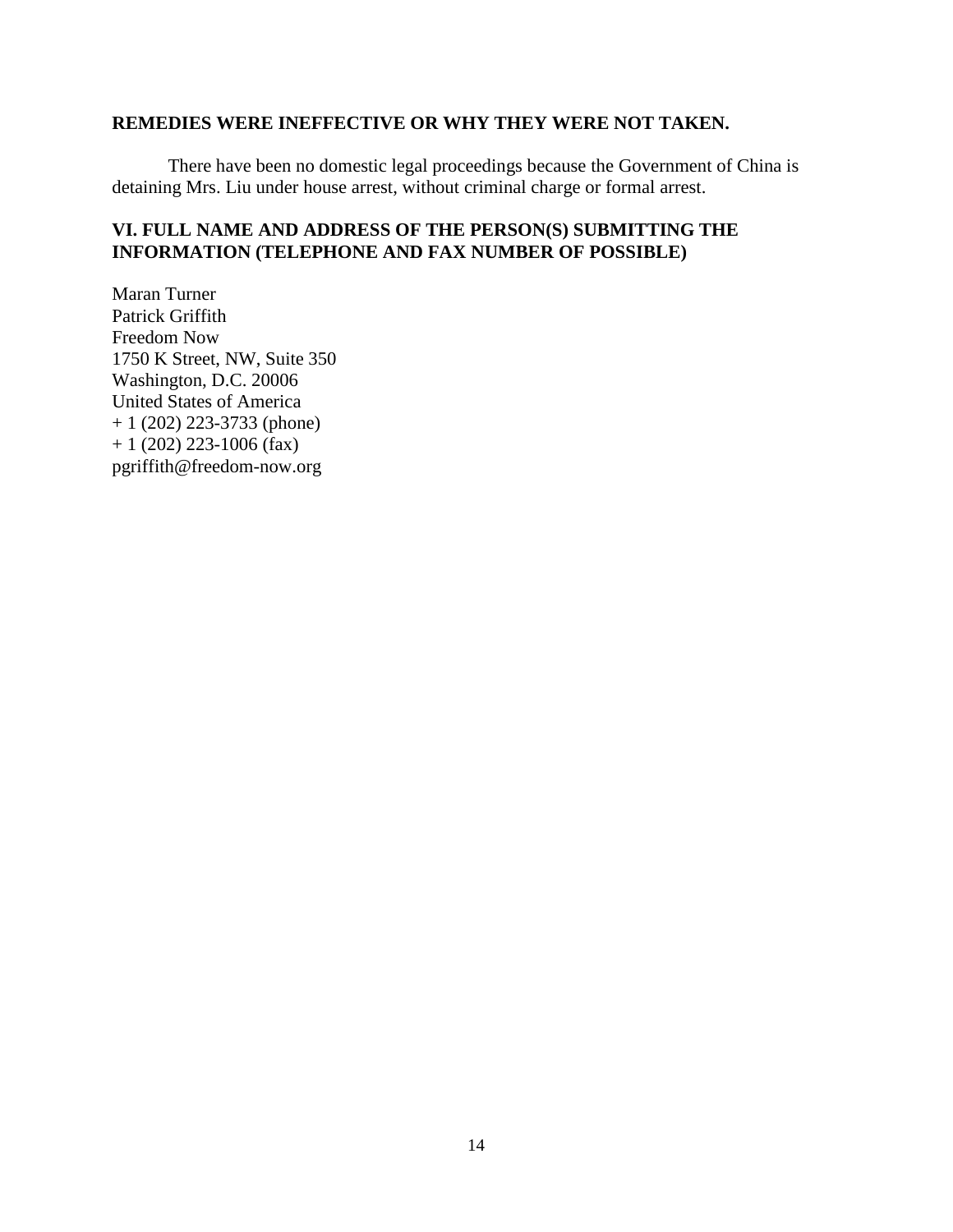**REMEDIES WERE INEFFECTIVE OR WHY THEY WERE NOT TAKEN.**

There have been no domestic legal proceedings because the Government of China is detaining Mrs. Liu under house arrest, without criminal charge or formal arrest.

## VI. FULL NAME AND ADDRESS OF THE PERSON(S) SUBMITTING THE INFORMATION (TELEPHONE AND FAX NUMBER OF POSSIBLE)

Maran Turner
Patrick Griffith
Freedom Now
1750 K Street, NW, Suite 350
Washington, D.C. 20006
United States of America
+ 1 (202) 223-3733 (phone)
+ 1 (202) 223-1006 (fax)
pgriffith@freedom-now.org